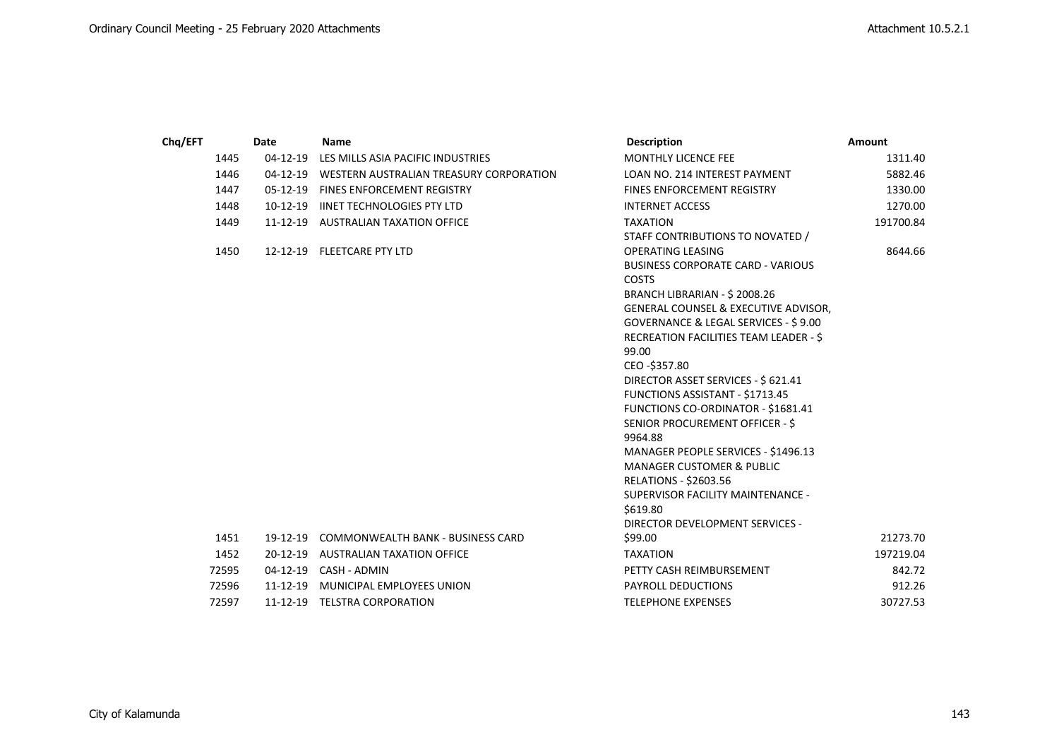| Chq/EFT | Date | Name | Description | Amount |
|---|---|---|---|---|
| 1445 | 04-12-19 | LES MILLS ASIA PACIFIC INDUSTRIES | MONTHLY LICENCE FEE | 1311.40 |
| 1446 | 04-12-19 | WESTERN AUSTRALIAN TREASURY CORPORATION | LOAN NO. 214 INTEREST PAYMENT | 5882.46 |
| 1447 | 05-12-19 | FINES ENFORCEMENT REGISTRY | FINES ENFORCEMENT REGISTRY | 1330.00 |
| 1448 | 10-12-19 | IINET TECHNOLOGIES PTY LTD | INTERNET ACCESS | 1270.00 |
| 1449 | 11-12-19 | AUSTRALIAN TAXATION OFFICE | TAXATION | 191700.84 |
| 1450 | 12-12-19 | FLEETCARE PTY LTD | STAFF CONTRIBUTIONS TO NOVATED / OPERATING LEASING | 8644.66 |
| 1451 | 19-12-19 | COMMONWEALTH BANK - BUSINESS CARD | BUSINESS CORPORATE CARD - VARIOUS COSTS<br>BRANCH LIBRARIAN - $ 2008.26<br>GENERAL COUNSEL & EXECUTIVE ADVISOR, GOVERNANCE & LEGAL SERVICES - $ 9.00<br>RECREATION FACILITIES TEAM LEADER - $ 99.00<br>CEO -$357.80<br>DIRECTOR ASSET SERVICES - $ 621.41<br>FUNCTIONS ASSISTANT - $1713.45<br>FUNCTIONS CO-ORDINATOR - $1681.41<br>SENIOR PROCUREMENT OFFICER - $ 9964.88<br>MANAGER PEOPLE SERVICES - $1496.13<br>MANAGER CUSTOMER & PUBLIC RELATIONS - $2603.56<br>SUPERVISOR FACILITY MAINTENANCE - $619.80<br>DIRECTOR DEVELOPMENT SERVICES - $99.00 | 21273.70 |
| 1452 | 20-12-19 | AUSTRALIAN TAXATION OFFICE | TAXATION | 197219.04 |
| 72595 | 04-12-19 | CASH - ADMIN | PETTY CASH REIMBURSEMENT | 842.72 |
| 72596 | 11-12-19 | MUNICIPAL EMPLOYEES UNION | PAYROLL DEDUCTIONS | 912.26 |
| 72597 | 11-12-19 | TELSTRA CORPORATION | TELEPHONE EXPENSES | 30727.53 |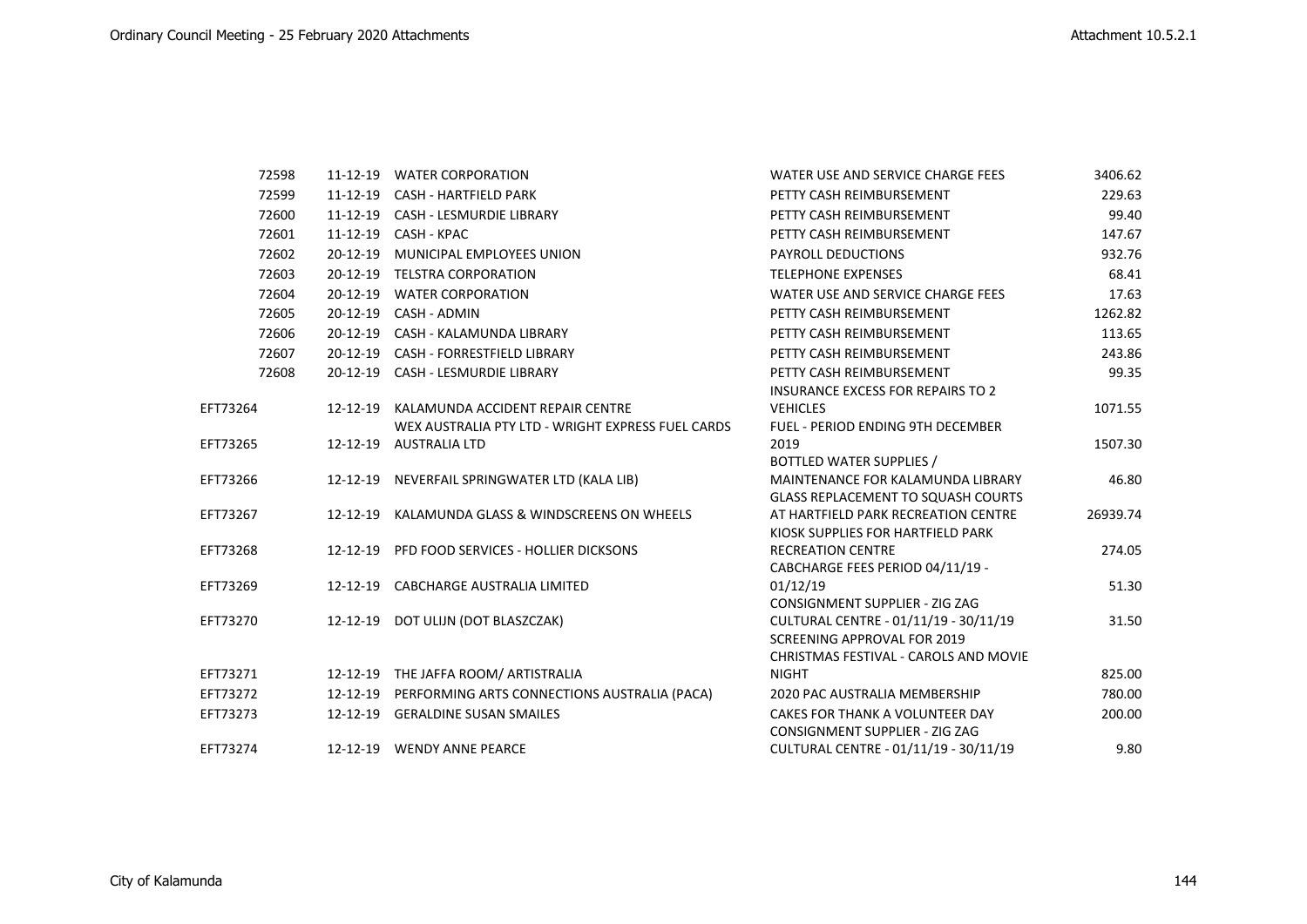| | | | | |
|---|---|---|---|---|
| 72598 | 11-12-19 | WATER CORPORATION | WATER USE AND SERVICE CHARGE FEES | 3406.62 |
| 72599 | 11-12-19 | CASH - HARTFIELD PARK | PETTY CASH REIMBURSEMENT | 229.63 |
| 72600 | 11-12-19 | CASH - LESMURDIE LIBRARY | PETTY CASH REIMBURSEMENT | 99.40 |
| 72601 | 11-12-19 | CASH - KPAC | PETTY CASH REIMBURSEMENT | 147.67 |
| 72602 | 20-12-19 | MUNICIPAL EMPLOYEES UNION | PAYROLL DEDUCTIONS | 932.76 |
| 72603 | 20-12-19 | TELSTRA CORPORATION | TELEPHONE EXPENSES | 68.41 |
| 72604 | 20-12-19 | WATER CORPORATION | WATER USE AND SERVICE CHARGE FEES | 17.63 |
| 72605 | 20-12-19 | CASH - ADMIN | PETTY CASH REIMBURSEMENT | 1262.82 |
| 72606 | 20-12-19 | CASH - KALAMUNDA LIBRARY | PETTY CASH REIMBURSEMENT | 113.65 |
| 72607 | 20-12-19 | CASH - FORRESTFIELD LIBRARY | PETTY CASH REIMBURSEMENT | 243.86 |
| 72608 | 20-12-19 | CASH - LESMURDIE LIBRARY | PETTY CASH REIMBURSEMENT | 99.35 |
| EFT73264 | 12-12-19 | KALAMUNDA ACCIDENT REPAIR CENTRE | INSURANCE EXCESS FOR REPAIRS TO 2 VEHICLES | 1071.55 |
| EFT73265 | 12-12-19 | WEX AUSTRALIA PTY LTD - WRIGHT EXPRESS FUEL CARDS AUSTRALIA LTD | FUEL - PERIOD ENDING 9TH DECEMBER 2019 | 1507.30 |
| EFT73266 | 12-12-19 | NEVERFAIL SPRINGWATER LTD (KALA LIB) | BOTTLED WATER SUPPLIES / MAINTENANCE FOR KALAMUNDA LIBRARY | 46.80 |
| EFT73267 | 12-12-19 | KALAMUNDA GLASS & WINDSCREENS ON WHEELS | GLASS REPLACEMENT TO SQUASH COURTS AT HARTFIELD PARK RECREATION CENTRE | 26939.74 |
| EFT73268 | 12-12-19 | PFD FOOD SERVICES - HOLLIER DICKSONS | KIOSK SUPPLIES FOR HARTFIELD PARK RECREATION CENTRE | 274.05 |
| EFT73269 | 12-12-19 | CABCHARGE AUSTRALIA LIMITED | CABCHARGE FEES PERIOD 04/11/19 - 01/12/19 | 51.30 |
| EFT73270 | 12-12-19 | DOT ULIJN (DOT BLASZCZAK) | CONSIGNMENT SUPPLIER - ZIG ZAG CULTURAL CENTRE - 01/11/19 - 30/11/19 | 31.50 |
| EFT73271 | 12-12-19 | THE JAFFA ROOM/ ARTISTRALIA | SCREENING APPROVAL FOR 2019 CHRISTMAS FESTIVAL - CAROLS AND MOVIE NIGHT | 825.00 |
| EFT73272 | 12-12-19 | PERFORMING ARTS CONNECTIONS AUSTRALIA (PACA) | 2020 PAC AUSTRALIA MEMBERSHIP | 780.00 |
| EFT73273 | 12-12-19 | GERALDINE SUSAN SMAILES | CAKES FOR THANK A VOLUNTEER DAY | 200.00 |
| EFT73274 | 12-12-19 | WENDY ANNE PEARCE | CONSIGNMENT SUPPLIER - ZIG ZAG CULTURAL CENTRE - 01/11/19 - 30/11/19 | 9.80 |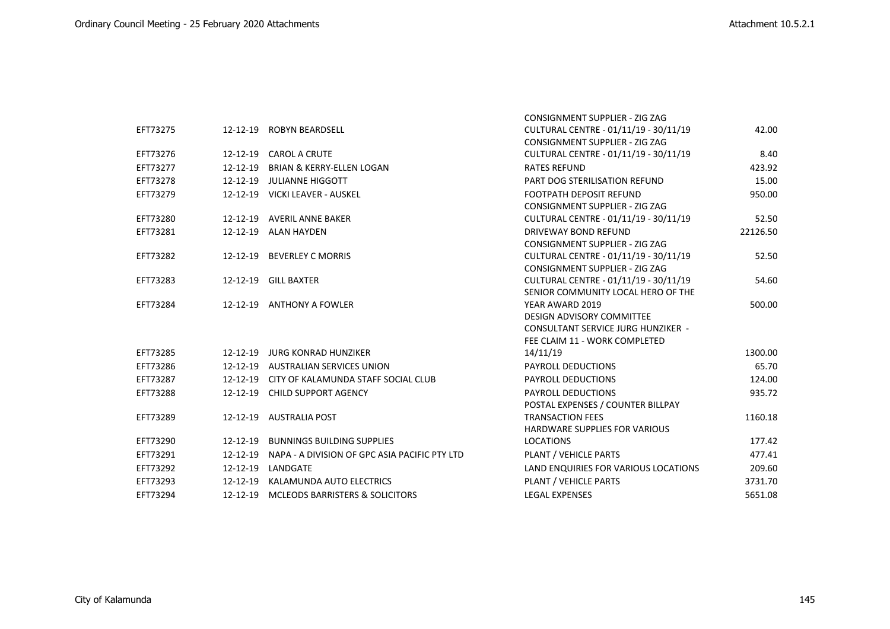| | | | | |
|---|---|---|---|---|
| EFT73275 | 12-12-19 | ROBYN BEARDSELL | CONSIGNMENT SUPPLIER - ZIG ZAG CULTURAL CENTRE - 01/11/19 - 30/11/19 | 42.00 |
| EFT73276 | 12-12-19 | CAROL A CRUTE | CONSIGNMENT SUPPLIER - ZIG ZAG CULTURAL CENTRE - 01/11/19 - 30/11/19 | 8.40 |
| EFT73277 | 12-12-19 | BRIAN & KERRY-ELLEN LOGAN | RATES REFUND | 423.92 |
| EFT73278 | 12-12-19 | JULIANNE HIGGOTT | PART DOG STERILISATION REFUND | 15.00 |
| EFT73279 | 12-12-19 | VICKI LEAVER - AUSKEL | FOOTPATH DEPOSIT REFUND | 950.00 |
| EFT73280 | 12-12-19 | AVERIL ANNE BAKER | CONSIGNMENT SUPPLIER - ZIG ZAG CULTURAL CENTRE - 01/11/19 - 30/11/19 | 52.50 |
| EFT73281 | 12-12-19 | ALAN HAYDEN | DRIVEWAY BOND REFUND | 22126.50 |
| EFT73282 | 12-12-19 | BEVERLEY C MORRIS | CONSIGNMENT SUPPLIER - ZIG ZAG CULTURAL CENTRE - 01/11/19 - 30/11/19 | 52.50 |
| EFT73283 | 12-12-19 | GILL BAXTER | CONSIGNMENT SUPPLIER - ZIG ZAG CULTURAL CENTRE - 01/11/19 - 30/11/19 | 54.60 |
| EFT73284 | 12-12-19 | ANTHONY A FOWLER | SENIOR COMMUNITY LOCAL HERO OF THE YEAR AWARD 2019 | 500.00 |
| EFT73285 | 12-12-19 | JURG KONRAD HUNZIKER | DESIGN ADVISORY COMMITTEE CONSULTANT SERVICE JURG HUNZIKER - FEE CLAIM 11 - WORK COMPLETED 14/11/19 | 1300.00 |
| EFT73286 | 12-12-19 | AUSTRALIAN SERVICES UNION | PAYROLL DEDUCTIONS | 65.70 |
| EFT73287 | 12-12-19 | CITY OF KALAMUNDA STAFF SOCIAL CLUB | PAYROLL DEDUCTIONS | 124.00 |
| EFT73288 | 12-12-19 | CHILD SUPPORT AGENCY | PAYROLL DEDUCTIONS | 935.72 |
| EFT73289 | 12-12-19 | AUSTRALIA POST | POSTAL EXPENSES / COUNTER BILLPAY TRANSACTION FEES | 1160.18 |
| EFT73290 | 12-12-19 | BUNNINGS BUILDING SUPPLIES | HARDWARE SUPPLIES FOR VARIOUS LOCATIONS | 177.42 |
| EFT73291 | 12-12-19 | NAPA - A DIVISION OF GPC ASIA PACIFIC PTY LTD | PLANT / VEHICLE PARTS | 477.41 |
| EFT73292 | 12-12-19 | LANDGATE | LAND ENQUIRIES FOR VARIOUS LOCATIONS | 209.60 |
| EFT73293 | 12-12-19 | KALAMUNDA AUTO ELECTRICS | PLANT / VEHICLE PARTS | 3731.70 |
| EFT73294 | 12-12-19 | MCLEODS BARRISTERS & SOLICITORS | LEGAL EXPENSES | 5651.08 |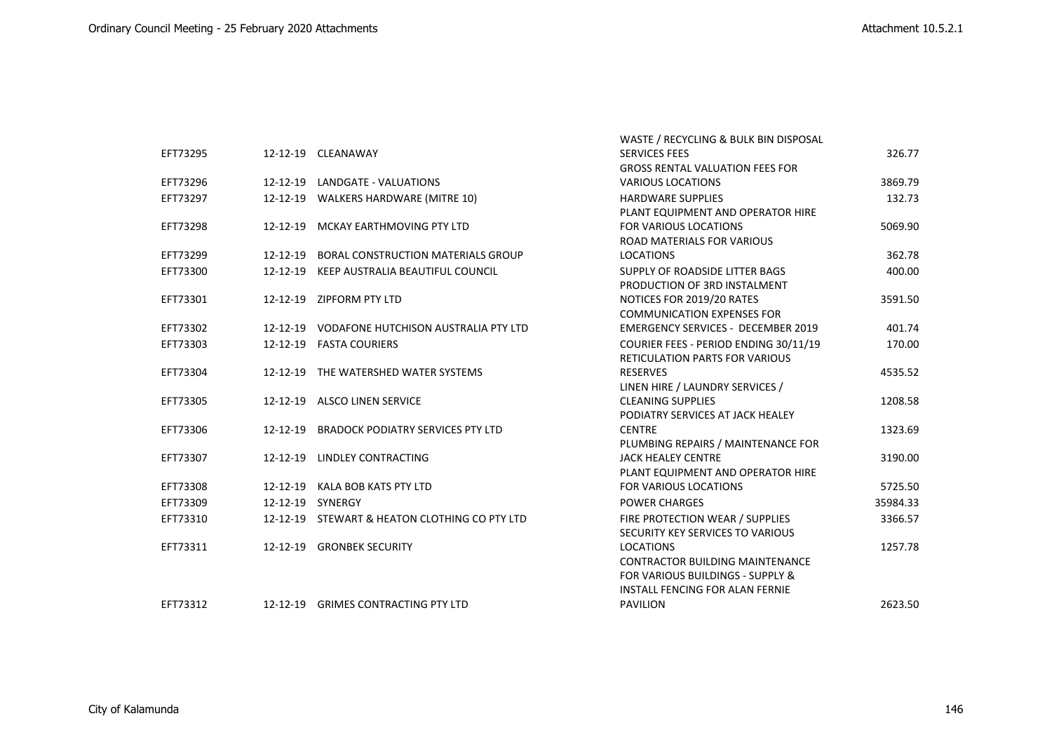| | | | | |
|---|---|---|---|---|
| EFT73295 | 12-12-19 | CLEANAWAY | WASTE / RECYCLING & BULK BIN DISPOSAL SERVICES FEES | 326.77 |
| EFT73296 | 12-12-19 | LANDGATE - VALUATIONS | GROSS RENTAL VALUATION FEES FOR VARIOUS LOCATIONS | 3869.79 |
| EFT73297 | 12-12-19 | WALKERS HARDWARE (MITRE 10) | HARDWARE SUPPLIES | 132.73 |
| EFT73298 | 12-12-19 | MCKAY EARTHMOVING PTY LTD | PLANT EQUIPMENT AND OPERATOR HIRE FOR VARIOUS LOCATIONS | 5069.90 |
| EFT73299 | 12-12-19 | BORAL CONSTRUCTION MATERIALS GROUP | ROAD MATERIALS FOR VARIOUS LOCATIONS | 362.78 |
| EFT73300 | 12-12-19 | KEEP AUSTRALIA BEAUTIFUL COUNCIL | SUPPLY OF ROADSIDE LITTER BAGS | 400.00 |
| EFT73301 | 12-12-19 | ZIPFORM PTY LTD | PRODUCTION OF 3RD INSTALMENT NOTICES FOR 2019/20 RATES | 3591.50 |
| EFT73302 | 12-12-19 | VODAFONE HUTCHISON AUSTRALIA PTY LTD | COMMUNICATION EXPENSES FOR EMERGENCY SERVICES - DECEMBER 2019 | 401.74 |
| EFT73303 | 12-12-19 | FASTA COURIERS | COURIER FEES - PERIOD ENDING 30/11/19 | 170.00 |
| EFT73304 | 12-12-19 | THE WATERSHED WATER SYSTEMS | RETICULATION PARTS FOR VARIOUS RESERVES | 4535.52 |
| EFT73305 | 12-12-19 | ALSCO LINEN SERVICE | LINEN HIRE / LAUNDRY SERVICES / CLEANING SUPPLIES | 1208.58 |
| EFT73306 | 12-12-19 | BRADOCK PODIATRY SERVICES PTY LTD | PODIATRY SERVICES AT JACK HEALEY CENTRE | 1323.69 |
| EFT73307 | 12-12-19 | LINDLEY CONTRACTING | PLUMBING REPAIRS / MAINTENANCE FOR JACK HEALEY CENTRE | 3190.00 |
| EFT73308 | 12-12-19 | KALA BOB KATS PTY LTD | PLANT EQUIPMENT AND OPERATOR HIRE FOR VARIOUS LOCATIONS | 5725.50 |
| EFT73309 | 12-12-19 | SYNERGY | POWER CHARGES | 35984.33 |
| EFT73310 | 12-12-19 | STEWART & HEATON CLOTHING CO PTY LTD | FIRE PROTECTION WEAR / SUPPLIES | 3366.57 |
| EFT73311 | 12-12-19 | GRONBEK SECURITY | SECURITY KEY SERVICES TO VARIOUS LOCATIONS | 1257.78 |
| EFT73312 | 12-12-19 | GRIMES CONTRACTING PTY LTD | CONTRACTOR BUILDING MAINTENANCE FOR VARIOUS BUILDINGS - SUPPLY & INSTALL FENCING FOR ALAN FERNIE PAVILION | 2623.50 |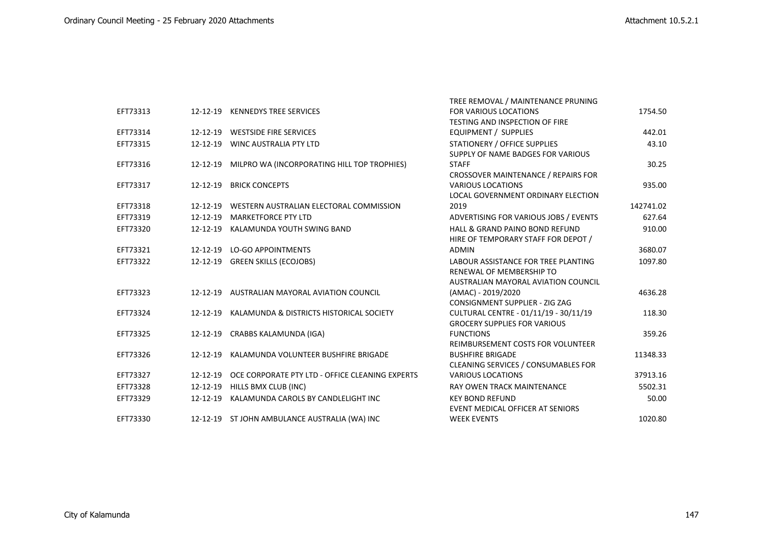| | | | | |
|---|---|---|---|---|
| EFT73313 | 12-12-19 | KENNEDYS TREE SERVICES | TREE REMOVAL / MAINTENANCE PRUNING FOR VARIOUS LOCATIONS | 1754.50 |
| EFT73314 | 12-12-19 | WESTSIDE FIRE SERVICES | TESTING AND INSPECTION OF FIRE EQUIPMENT / SUPPLIES | 442.01 |
| EFT73315 | 12-12-19 | WINC AUSTRALIA PTY LTD | STATIONERY / OFFICE SUPPLIES | 43.10 |
| EFT73316 | 12-12-19 | MILPRO WA (INCORPORATING HILL TOP TROPHIES) | SUPPLY OF NAME BADGES FOR VARIOUS STAFF | 30.25 |
| EFT73317 | 12-12-19 | BRICK CONCEPTS | CROSSOVER MAINTENANCE / REPAIRS FOR VARIOUS LOCATIONS | 935.00 |
| EFT73318 | 12-12-19 | WESTERN AUSTRALIAN ELECTORAL COMMISSION | LOCAL GOVERNMENT ORDINARY ELECTION 2019 | 142741.02 |
| EFT73319 | 12-12-19 | MARKETFORCE PTY LTD | ADVERTISING FOR VARIOUS JOBS / EVENTS | 627.64 |
| EFT73320 | 12-12-19 | KALAMUNDA YOUTH SWING BAND | HALL & GRAND PAINO BOND REFUND | 910.00 |
| EFT73321 | 12-12-19 | LO-GO APPOINTMENTS | HIRE OF TEMPORARY STAFF FOR DEPOT / ADMIN | 3680.07 |
| EFT73322 | 12-12-19 | GREEN SKILLS (ECOJOBS) | LABOUR ASSISTANCE FOR TREE PLANTING | 1097.80 |
| EFT73323 | 12-12-19 | AUSTRALIAN MAYORAL AVIATION COUNCIL | RENEWAL OF MEMBERSHIP TO AUSTRALIAN MAYORAL AVIATION COUNCIL (AMAC) - 2019/2020 | 4636.28 |
| EFT73324 | 12-12-19 | KALAMUNDA & DISTRICTS HISTORICAL SOCIETY | CONSIGNMENT SUPPLIER - ZIG ZAG CULTURAL CENTRE - 01/11/19 - 30/11/19 | 118.30 |
| EFT73325 | 12-12-19 | CRABBS KALAMUNDA (IGA) | GROCERY SUPPLIES FOR VARIOUS FUNCTIONS | 359.26 |
| EFT73326 | 12-12-19 | KALAMUNDA VOLUNTEER BUSHFIRE BRIGADE | REIMBURSEMENT COSTS FOR VOLUNTEER BUSHFIRE BRIGADE | 11348.33 |
| EFT73327 | 12-12-19 | OCE CORPORATE PTY LTD - OFFICE CLEANING EXPERTS | CLEANING SERVICES / CONSUMABLES FOR VARIOUS LOCATIONS | 37913.16 |
| EFT73328 | 12-12-19 | HILLS BMX CLUB (INC) | RAY OWEN TRACK MAINTENANCE | 5502.31 |
| EFT73329 | 12-12-19 | KALAMUNDA CAROLS BY CANDLELIGHT INC | KEY BOND REFUND | 50.00 |
| EFT73330 | 12-12-19 | ST JOHN AMBULANCE AUSTRALIA (WA) INC | EVENT MEDICAL OFFICER AT SENIORS WEEK EVENTS | 1020.80 |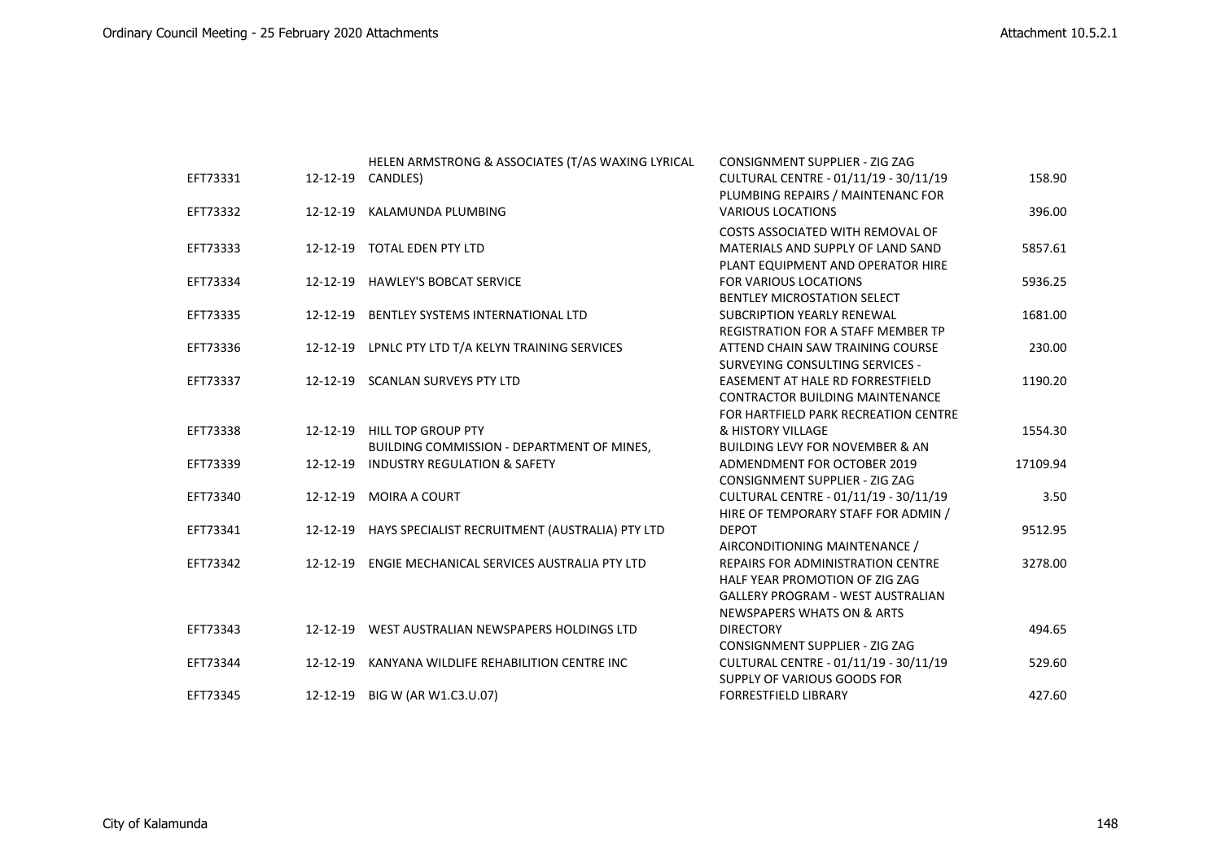| | | | | |
|---|---|---|---|---|
| EFT73331 | 12-12-19 | HELEN ARMSTRONG & ASSOCIATES (T/AS WAXING LYRICAL CANDLES) | CONSIGNMENT SUPPLIER - ZIG ZAG CULTURAL CENTRE - 01/11/19 - 30/11/19 | 158.90 |
| EFT73332 | 12-12-19 | KALAMUNDA PLUMBING | PLUMBING REPAIRS / MAINTENANC FOR VARIOUS LOCATIONS | 396.00 |
| EFT73333 | 12-12-19 | TOTAL EDEN PTY LTD | COSTS ASSOCIATED WITH REMOVAL OF MATERIALS AND SUPPLY OF LAND SAND | 5857.61 |
| EFT73334 | 12-12-19 | HAWLEY'S BOBCAT SERVICE | PLANT EQUIPMENT AND OPERATOR HIRE FOR VARIOUS LOCATIONS | 5936.25 |
| EFT73335 | 12-12-19 | BENTLEY SYSTEMS INTERNATIONAL LTD | BENTLEY MICROSTATION SELECT SUBCRIPTION YEARLY RENEWAL | 1681.00 |
| EFT73336 | 12-12-19 | LPNLC PTY LTD T/A KELYN TRAINING SERVICES | REGISTRATION FOR A STAFF MEMBER TP ATTEND CHAIN SAW TRAINING COURSE | 230.00 |
| EFT73337 | 12-12-19 | SCANLAN SURVEYS PTY LTD | SURVEYING CONSULTING SERVICES - EASEMENT AT HALE RD FORRESTFIELD | 1190.20 |
| EFT73338 | 12-12-19 | HILL TOP GROUP PTY | CONTRACTOR BUILDING MAINTENANCE FOR HARTFIELD PARK RECREATION CENTRE & HISTORY VILLAGE | 1554.30 |
| EFT73339 | 12-12-19 | BUILDING COMMISSION - DEPARTMENT OF MINES, INDUSTRY REGULATION & SAFETY | BUILDING LEVY FOR NOVEMBER & AN ADMENDMENT FOR OCTOBER 2019 | 17109.94 |
| EFT73340 | 12-12-19 | MOIRA A COURT | CONSIGNMENT SUPPLIER - ZIG ZAG CULTURAL CENTRE - 01/11/19 - 30/11/19 | 3.50 |
| EFT73341 | 12-12-19 | HAYS SPECIALIST RECRUITMENT (AUSTRALIA) PTY LTD | HIRE OF TEMPORARY STAFF FOR ADMIN / DEPOT | 9512.95 |
| EFT73342 | 12-12-19 | ENGIE MECHANICAL SERVICES AUSTRALIA PTY LTD | AIRCONDITIONING MAINTENANCE / REPAIRS FOR ADMINISTRATION CENTRE | 3278.00 |
| EFT73343 | 12-12-19 | WEST AUSTRALIAN NEWSPAPERS HOLDINGS LTD | HALF YEAR PROMOTION OF ZIG ZAG GALLERY PROGRAM - WEST AUSTRALIAN NEWSPAPERS WHATS ON & ARTS DIRECTORY | 494.65 |
| EFT73344 | 12-12-19 | KANYANA WILDLIFE REHABILITION CENTRE INC | CONSIGNMENT SUPPLIER - ZIG ZAG CULTURAL CENTRE - 01/11/19 - 30/11/19 | 529.60 |
| EFT73345 | 12-12-19 | BIG W (AR W1.C3.U.07) | SUPPLY OF VARIOUS GOODS FOR FORRESTFIELD LIBRARY | 427.60 |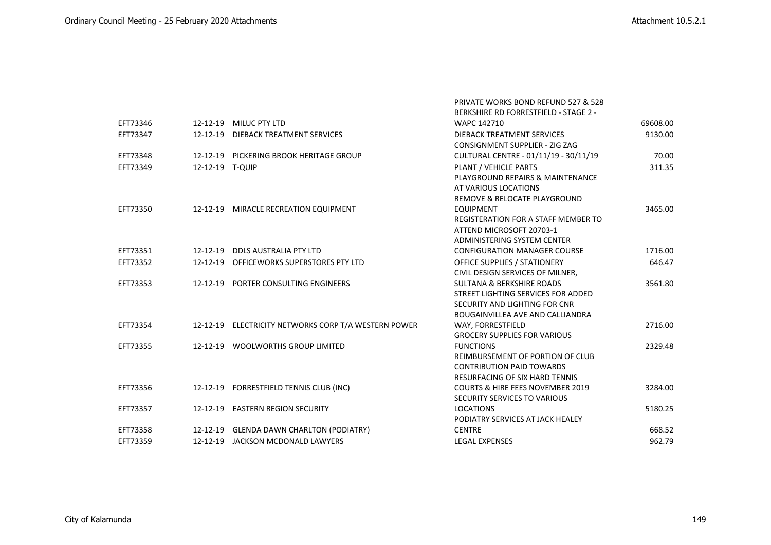| EFT73346 | 12-12-19 | MILUC PTY LTD | PRIVATE WORKS BOND REFUND 527 & 528 BERKSHIRE RD FORRESTFIELD - STAGE 2 - WAPC 142710 | 69608.00 |
|---|---|---|---|---|
| EFT73347 | 12-12-19 | DIEBACK TREATMENT SERVICES | DIEBACK TREATMENT SERVICES | 9130.00 |
| EFT73348 | 12-12-19 | PICKERING BROOK HERITAGE GROUP | CONSIGNMENT SUPPLIER - ZIG ZAG CULTURAL CENTRE - 01/11/19 - 30/11/19 | 70.00 |
| EFT73349 | 12-12-19 | T-QUIP | PLANT / VEHICLE PARTS | 311.35 |
| EFT73350 | 12-12-19 | MIRACLE RECREATION EQUIPMENT | PLAYGROUND REPAIRS & MAINTENANCE AT VARIOUS LOCATIONS REMOVE & RELOCATE PLAYGROUND EQUIPMENT | 3465.00 |
| EFT73351 | 12-12-19 | DDLS AUSTRALIA PTY LTD | REGISTERATION FOR A STAFF MEMBER TO ATTEND MICROSOFT 20703-1 ADMINISTERING SYSTEM CENTER CONFIGURATION MANAGER COURSE | 1716.00 |
| EFT73352 | 12-12-19 | OFFICEWORKS SUPERSTORES PTY LTD | OFFICE SUPPLIES / STATIONERY | 646.47 |
| EFT73353 | 12-12-19 | PORTER CONSULTING ENGINEERS | CIVIL DESIGN SERVICES OF MILNER, SULTANA & BERKSHIRE ROADS | 3561.80 |
| EFT73354 | 12-12-19 | ELECTRICITY NETWORKS CORP T/A WESTERN POWER | STREET LIGHTING SERVICES FOR ADDED SECURITY AND LIGHTING FOR CNR BOUGAINVILLEA AVE AND CALLIANDRA WAY, FORRESTFIELD | 2716.00 |
| EFT73355 | 12-12-19 | WOOLWORTHS GROUP LIMITED | GROCERY SUPPLIES FOR VARIOUS FUNCTIONS | 2329.48 |
| EFT73356 | 12-12-19 | FORRESTFIELD TENNIS CLUB (INC) | REIMBURSEMENT OF PORTION OF CLUB CONTRIBUTION PAID TOWARDS RESURFACING OF SIX HARD TENNIS COURTS & HIRE FEES NOVEMBER 2019 | 3284.00 |
| EFT73357 | 12-12-19 | EASTERN REGION SECURITY | SECURITY SERVICES TO VARIOUS LOCATIONS | 5180.25 |
| EFT73358 | 12-12-19 | GLENDA DAWN CHARLTON (PODIATRY) | PODIATRY SERVICES AT JACK HEALEY CENTRE | 668.52 |
| EFT73359 | 12-12-19 | JACKSON MCDONALD LAWYERS | LEGAL EXPENSES | 962.79 |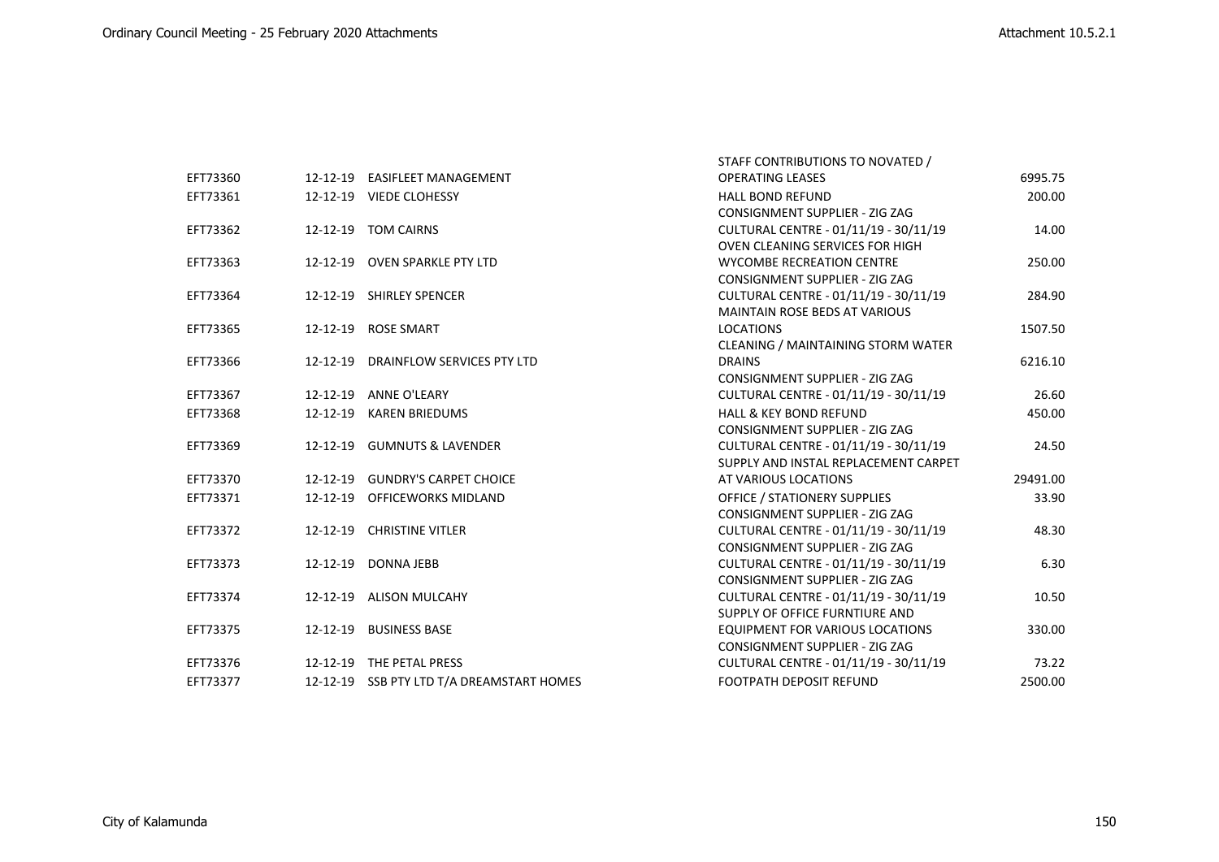| | | | | |
|---|---|---|---|---|
| EFT73360 | 12-12-19 | EASIFLEET MANAGEMENT | STAFF CONTRIBUTIONS TO NOVATED / OPERATING LEASES | 6995.75 |
| EFT73361 | 12-12-19 | VIEDE CLOHESSY | HALL BOND REFUND | 200.00 |
| EFT73362 | 12-12-19 | TOM CAIRNS | CONSIGNMENT SUPPLIER - ZIG ZAG CULTURAL CENTRE - 01/11/19 - 30/11/19 | 14.00 |
| EFT73363 | 12-12-19 | OVEN SPARKLE PTY LTD | OVEN CLEANING SERVICES FOR HIGH WYCOMBE RECREATION CENTRE | 250.00 |
| EFT73364 | 12-12-19 | SHIRLEY SPENCER | CONSIGNMENT SUPPLIER - ZIG ZAG CULTURAL CENTRE - 01/11/19 - 30/11/19 | 284.90 |
| EFT73365 | 12-12-19 | ROSE SMART | MAINTAIN ROSE BEDS AT VARIOUS LOCATIONS | 1507.50 |
| EFT73366 | 12-12-19 | DRAINFLOW SERVICES PTY LTD | CLEANING / MAINTAINING STORM WATER DRAINS | 6216.10 |
| EFT73367 | 12-12-19 | ANNE O'LEARY | CONSIGNMENT SUPPLIER - ZIG ZAG CULTURAL CENTRE - 01/11/19 - 30/11/19 | 26.60 |
| EFT73368 | 12-12-19 | KAREN BRIEDUMS | HALL & KEY BOND REFUND | 450.00 |
| EFT73369 | 12-12-19 | GUMNUTS & LAVENDER | CONSIGNMENT SUPPLIER - ZIG ZAG CULTURAL CENTRE - 01/11/19 - 30/11/19 | 24.50 |
| EFT73370 | 12-12-19 | GUNDRY'S CARPET CHOICE | SUPPLY AND INSTAL REPLACEMENT CARPET AT VARIOUS LOCATIONS | 29491.00 |
| EFT73371 | 12-12-19 | OFFICEWORKS MIDLAND | OFFICE / STATIONERY SUPPLIES | 33.90 |
| EFT73372 | 12-12-19 | CHRISTINE VITLER | CONSIGNMENT SUPPLIER - ZIG ZAG CULTURAL CENTRE - 01/11/19 - 30/11/19 | 48.30 |
| EFT73373 | 12-12-19 | DONNA JEBB | CONSIGNMENT SUPPLIER - ZIG ZAG CULTURAL CENTRE - 01/11/19 - 30/11/19 | 6.30 |
| EFT73374 | 12-12-19 | ALISON MULCAHY | CONSIGNMENT SUPPLIER - ZIG ZAG CULTURAL CENTRE - 01/11/19 - 30/11/19 | 10.50 |
| EFT73375 | 12-12-19 | BUSINESS BASE | SUPPLY OF OFFICE FURNTIURE AND EQUIPMENT FOR VARIOUS LOCATIONS | 330.00 |
| EFT73376 | 12-12-19 | THE PETAL PRESS | CONSIGNMENT SUPPLIER - ZIG ZAG CULTURAL CENTRE - 01/11/19 - 30/11/19 | 73.22 |
| EFT73377 | 12-12-19 | SSB PTY LTD T/A DREAMSTART HOMES | FOOTPATH DEPOSIT REFUND | 2500.00 |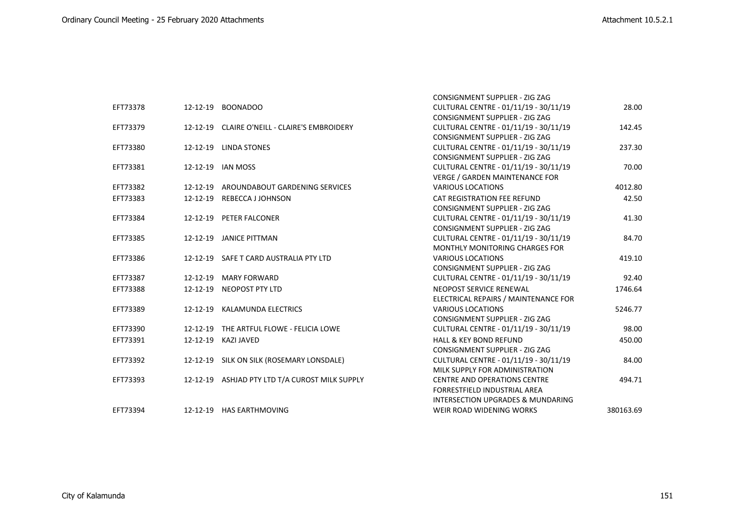| | | | | |
|---|---|---|---|---|
| EFT73378 | 12-12-19 | BOONADOO | CONSIGNMENT SUPPLIER - ZIG ZAG CULTURAL CENTRE - 01/11/19 - 30/11/19 | 28.00 |
| EFT73379 | 12-12-19 | CLAIRE O'NEILL - CLAIRE'S EMBROIDERY | CONSIGNMENT SUPPLIER - ZIG ZAG CULTURAL CENTRE - 01/11/19 - 30/11/19 | 142.45 |
| EFT73380 | 12-12-19 | LINDA STONES | CONSIGNMENT SUPPLIER - ZIG ZAG CULTURAL CENTRE - 01/11/19 - 30/11/19 | 237.30 |
| EFT73381 | 12-12-19 | IAN MOSS | CONSIGNMENT SUPPLIER - ZIG ZAG CULTURAL CENTRE - 01/11/19 - 30/11/19 | 70.00 |
| EFT73382 | 12-12-19 | AROUNDABOUT GARDENING SERVICES | VERGE / GARDEN MAINTENANCE FOR VARIOUS LOCATIONS | 4012.80 |
| EFT73383 | 12-12-19 | REBECCA J JOHNSON | CAT REGISTRATION FEE REFUND | 42.50 |
| EFT73384 | 12-12-19 | PETER FALCONER | CONSIGNMENT SUPPLIER - ZIG ZAG CULTURAL CENTRE - 01/11/19 - 30/11/19 | 41.30 |
| EFT73385 | 12-12-19 | JANICE PITTMAN | CONSIGNMENT SUPPLIER - ZIG ZAG CULTURAL CENTRE - 01/11/19 - 30/11/19 | 84.70 |
| EFT73386 | 12-12-19 | SAFE T CARD AUSTRALIA PTY LTD | MONTHLY MONITORING CHARGES FOR VARIOUS LOCATIONS | 419.10 |
| EFT73387 | 12-12-19 | MARY FORWARD | CONSIGNMENT SUPPLIER - ZIG ZAG CULTURAL CENTRE - 01/11/19 - 30/11/19 | 92.40 |
| EFT73388 | 12-12-19 | NEOPOST PTY LTD | NEOPOST SERVICE RENEWAL | 1746.64 |
| EFT73389 | 12-12-19 | KALAMUNDA ELECTRICS | ELECTRICAL REPAIRS / MAINTENANCE FOR VARIOUS LOCATIONS | 5246.77 |
| EFT73390 | 12-12-19 | THE ARTFUL FLOWE - FELICIA LOWE | CONSIGNMENT SUPPLIER - ZIG ZAG CULTURAL CENTRE - 01/11/19 - 30/11/19 | 98.00 |
| EFT73391 | 12-12-19 | KAZI JAVED | HALL & KEY BOND REFUND | 450.00 |
| EFT73392 | 12-12-19 | SILK ON SILK (ROSEMARY LONSDALE) | CONSIGNMENT SUPPLIER - ZIG ZAG CULTURAL CENTRE - 01/11/19 - 30/11/19 | 84.00 |
| EFT73393 | 12-12-19 | ASHJAD PTY LTD T/A CUROST MILK SUPPLY | MILK SUPPLY FOR ADMINISTRATION CENTRE AND OPERATIONS CENTRE | 494.71 |
| EFT73394 | 12-12-19 | HAS EARTHMOVING | FORRESTFIELD INDUSTRIAL AREA INTERSECTION UPGRADES & MUNDARING WEIR ROAD WIDENING WORKS | 380163.69 |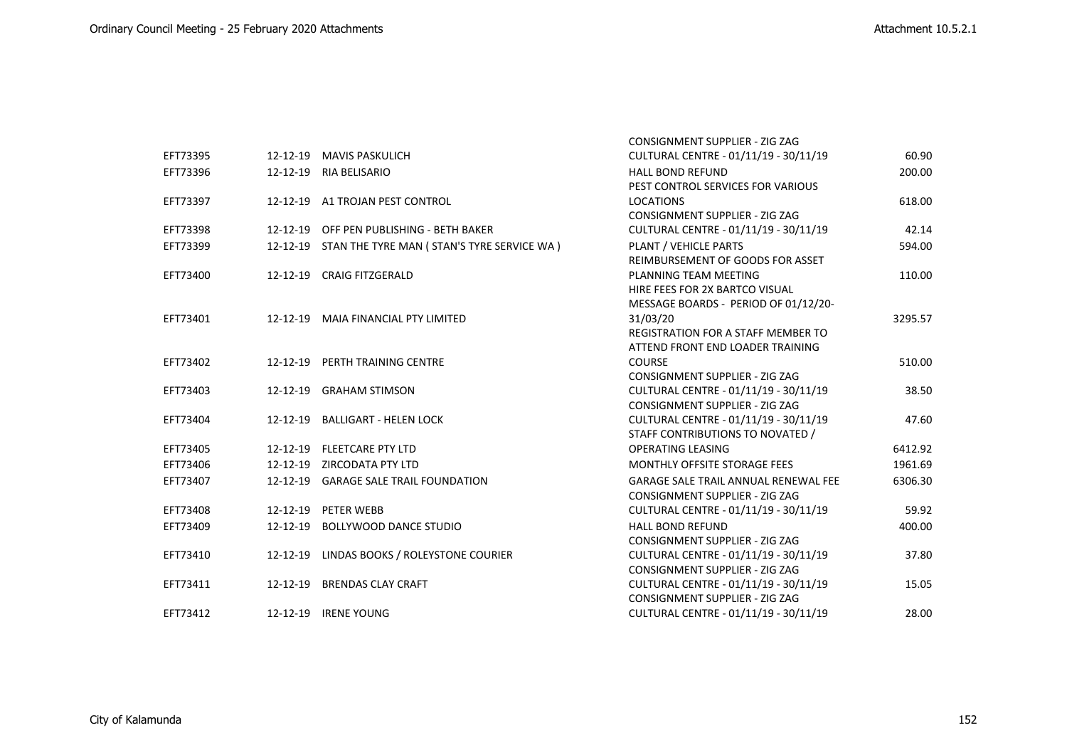| EFT73395 | 12-12-19 | MAVIS PASKULICH | CONSIGNMENT SUPPLIER - ZIG ZAG CULTURAL CENTRE - 01/11/19 - 30/11/19 | 60.90 |
|---|---|---|---|---|
| EFT73396 | 12-12-19 | RIA BELISARIO | HALL BOND REFUND | 200.00 |
| EFT73397 | 12-12-19 | A1 TROJAN PEST CONTROL | PEST CONTROL SERVICES FOR VARIOUS LOCATIONS | 618.00 |
| EFT73398 | 12-12-19 | OFF PEN PUBLISHING - BETH BAKER | CONSIGNMENT SUPPLIER - ZIG ZAG CULTURAL CENTRE - 01/11/19 - 30/11/19 | 42.14 |
| EFT73399 | 12-12-19 | STAN THE TYRE MAN ( STAN'S TYRE SERVICE WA ) | PLANT / VEHICLE PARTS | 594.00 |
| EFT73400 | 12-12-19 | CRAIG FITZGERALD | REIMBURSEMENT OF GOODS FOR ASSET PLANNING TEAM MEETING | 110.00 |
| EFT73401 | 12-12-19 | MAIA FINANCIAL PTY LIMITED | HIRE FEES FOR 2X BARTCO VISUAL MESSAGE BOARDS - PERIOD OF 01/12/20-31/03/20 | 3295.57 |
| EFT73402 | 12-12-19 | PERTH TRAINING CENTRE | REGISTRATION FOR A STAFF MEMBER TO ATTEND FRONT END LOADER TRAINING COURSE | 510.00 |
| EFT73403 | 12-12-19 | GRAHAM STIMSON | CONSIGNMENT SUPPLIER - ZIG ZAG CULTURAL CENTRE - 01/11/19 - 30/11/19 | 38.50 |
| EFT73404 | 12-12-19 | BALLIGART - HELEN LOCK | CONSIGNMENT SUPPLIER - ZIG ZAG CULTURAL CENTRE - 01/11/19 - 30/11/19 | 47.60 |
| EFT73405 | 12-12-19 | FLEETCARE PTY LTD | STAFF CONTRIBUTIONS TO NOVATED / OPERATING LEASING | 6412.92 |
| EFT73406 | 12-12-19 | ZIRCODATA PTY LTD | MONTHLY OFFSITE STORAGE FEES | 1961.69 |
| EFT73407 | 12-12-19 | GARAGE SALE TRAIL FOUNDATION | GARAGE SALE TRAIL ANNUAL RENEWAL FEE | 6306.30 |
| EFT73408 | 12-12-19 | PETER WEBB | CONSIGNMENT SUPPLIER - ZIG ZAG CULTURAL CENTRE - 01/11/19 - 30/11/19 | 59.92 |
| EFT73409 | 12-12-19 | BOLLYWOOD DANCE STUDIO | HALL BOND REFUND | 400.00 |
| EFT73410 | 12-12-19 | LINDAS BOOKS / ROLEYSTONE COURIER | CONSIGNMENT SUPPLIER - ZIG ZAG CULTURAL CENTRE - 01/11/19 - 30/11/19 | 37.80 |
| EFT73411 | 12-12-19 | BRENDAS CLAY CRAFT | CONSIGNMENT SUPPLIER - ZIG ZAG CULTURAL CENTRE - 01/11/19 - 30/11/19 | 15.05 |
| EFT73412 | 12-12-19 | IRENE YOUNG | CONSIGNMENT SUPPLIER - ZIG ZAG CULTURAL CENTRE - 01/11/19 - 30/11/19 | 28.00 |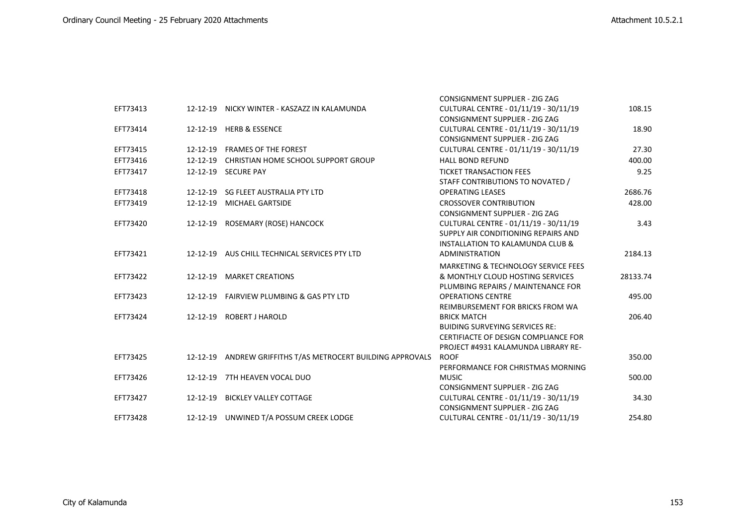| | | | | |
|---|---|---|---|---|
| EFT73413 | 12-12-19 | NICKY WINTER - KASZAZZ IN KALAMUNDA | CONSIGNMENT SUPPLIER - ZIG ZAG CULTURAL CENTRE - 01/11/19 - 30/11/19 | 108.15 |
| EFT73414 | 12-12-19 | HERB & ESSENCE | CONSIGNMENT SUPPLIER - ZIG ZAG CULTURAL CENTRE - 01/11/19 - 30/11/19 | 18.90 |
| EFT73415 | 12-12-19 | FRAMES OF THE FOREST | CONSIGNMENT SUPPLIER - ZIG ZAG CULTURAL CENTRE - 01/11/19 - 30/11/19 | 27.30 |
| EFT73416 | 12-12-19 | CHRISTIAN HOME SCHOOL SUPPORT GROUP | HALL BOND REFUND | 400.00 |
| EFT73417 | 12-12-19 | SECURE PAY | TICKET TRANSACTION FEES | 9.25 |
| EFT73418 | 12-12-19 | SG FLEET AUSTRALIA PTY LTD | STAFF CONTRIBUTIONS TO NOVATED / OPERATING LEASES | 2686.76 |
| EFT73419 | 12-12-19 | MICHAEL GARTSIDE | CROSSOVER CONTRIBUTION | 428.00 |
| EFT73420 | 12-12-19 | ROSEMARY (ROSE) HANCOCK | CONSIGNMENT SUPPLIER - ZIG ZAG CULTURAL CENTRE - 01/11/19 - 30/11/19 | 3.43 |
| EFT73421 | 12-12-19 | AUS CHILL TECHNICAL SERVICES PTY LTD | SUPPLY AIR CONDITIONING REPAIRS AND INSTALLATION TO KALAMUNDA CLUB & ADMINISTRATION | 2184.13 |
| EFT73422 | 12-12-19 | MARKET CREATIONS | MARKETING & TECHNOLOGY SERVICE FEES & MONTHLY CLOUD HOSTING SERVICES | 28133.74 |
| EFT73423 | 12-12-19 | FAIRVIEW PLUMBING & GAS PTY LTD | PLUMBING REPAIRS / MAINTENANCE FOR OPERATIONS CENTRE | 495.00 |
| EFT73424 | 12-12-19 | ROBERT J HAROLD | REIMBURSEMENT FOR BRICKS FROM WA BRICK MATCH | 206.40 |
| EFT73425 | 12-12-19 | ANDREW GRIFFITHS T/AS METROCERT BUILDING APPROVALS | BUIDING SURVEYING SERVICES RE: CERTIFIACTE OF DESIGN COMPLIANCE FOR PROJECT #4931 KALAMUNDA LIBRARY RE-ROOF | 350.00 |
| EFT73426 | 12-12-19 | 7TH HEAVEN VOCAL DUO | PERFORMANCE FOR CHRISTMAS MORNING MUSIC | 500.00 |
| EFT73427 | 12-12-19 | BICKLEY VALLEY COTTAGE | CONSIGNMENT SUPPLIER - ZIG ZAG CULTURAL CENTRE - 01/11/19 - 30/11/19 | 34.30 |
| EFT73428 | 12-12-19 | UNWINED T/A POSSUM CREEK LODGE | CONSIGNMENT SUPPLIER - ZIG ZAG CULTURAL CENTRE - 01/11/19 - 30/11/19 | 254.80 |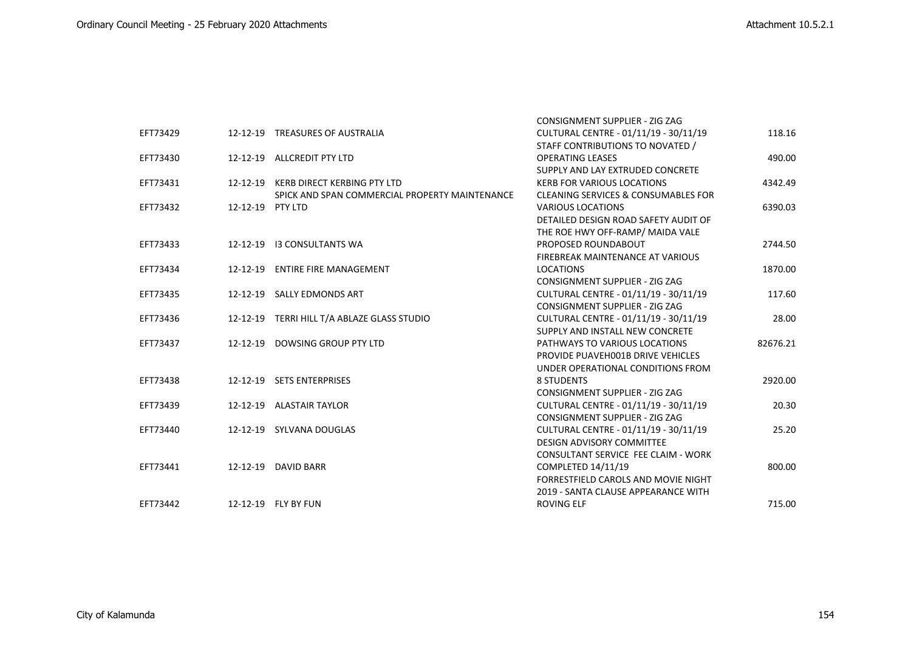| | | | | |
|---|---|---|---|---|
| EFT73429 | 12-12-19 | TREASURES OF AUSTRALIA | CONSIGNMENT SUPPLIER - ZIG ZAG CULTURAL CENTRE - 01/11/19 - 30/11/19 | 118.16 |
| EFT73430 | 12-12-19 | ALLCREDIT PTY LTD | STAFF CONTRIBUTIONS TO NOVATED / OPERATING LEASES | 490.00 |
| EFT73431 | 12-12-19 | KERB DIRECT KERBING PTY LTD | SUPPLY AND LAY EXTRUDED CONCRETE KERB FOR VARIOUS LOCATIONS | 4342.49 |
| EFT73432 | 12-12-19 | SPICK AND SPAN COMMERCIAL PROPERTY MAINTENANCE PTY LTD | CLEANING SERVICES & CONSUMABLES FOR VARIOUS LOCATIONS | 6390.03 |
| EFT73433 | 12-12-19 | I3 CONSULTANTS WA | DETAILED DESIGN ROAD SAFETY AUDIT OF THE ROE HWY OFF-RAMP/ MAIDA VALE PROPOSED ROUNDABOUT | 2744.50 |
| EFT73434 | 12-12-19 | ENTIRE FIRE MANAGEMENT | FIREBREAK MAINTENANCE AT VARIOUS LOCATIONS | 1870.00 |
| EFT73435 | 12-12-19 | SALLY EDMONDS ART | CONSIGNMENT SUPPLIER - ZIG ZAG CULTURAL CENTRE - 01/11/19 - 30/11/19 | 117.60 |
| EFT73436 | 12-12-19 | TERRI HILL T/A ABLAZE GLASS STUDIO | CONSIGNMENT SUPPLIER - ZIG ZAG CULTURAL CENTRE - 01/11/19 - 30/11/19 | 28.00 |
| EFT73437 | 12-12-19 | DOWSING GROUP PTY LTD | SUPPLY AND INSTALL NEW CONCRETE PATHWAYS TO VARIOUS LOCATIONS | 82676.21 |
| EFT73438 | 12-12-19 | SETS ENTERPRISES | PROVIDE PUAVEH001B DRIVE VEHICLES UNDER OPERATIONAL CONDITIONS FROM 8 STUDENTS | 2920.00 |
| EFT73439 | 12-12-19 | ALASTAIR TAYLOR | CONSIGNMENT SUPPLIER - ZIG ZAG CULTURAL CENTRE - 01/11/19 - 30/11/19 | 20.30 |
| EFT73440 | 12-12-19 | SYLVANA DOUGLAS | CONSIGNMENT SUPPLIER - ZIG ZAG CULTURAL CENTRE - 01/11/19 - 30/11/19 | 25.20 |
| EFT73441 | 12-12-19 | DAVID BARR | DESIGN ADVISORY COMMITTEE CONSULTANT SERVICE FEE CLAIM - WORK COMPLETED 14/11/19 | 800.00 |
| EFT73442 | 12-12-19 | FLY BY FUN | FORRESTFIELD CAROLS AND MOVIE NIGHT 2019 - SANTA CLAUSE APPEARANCE WITH ROVING ELF | 715.00 |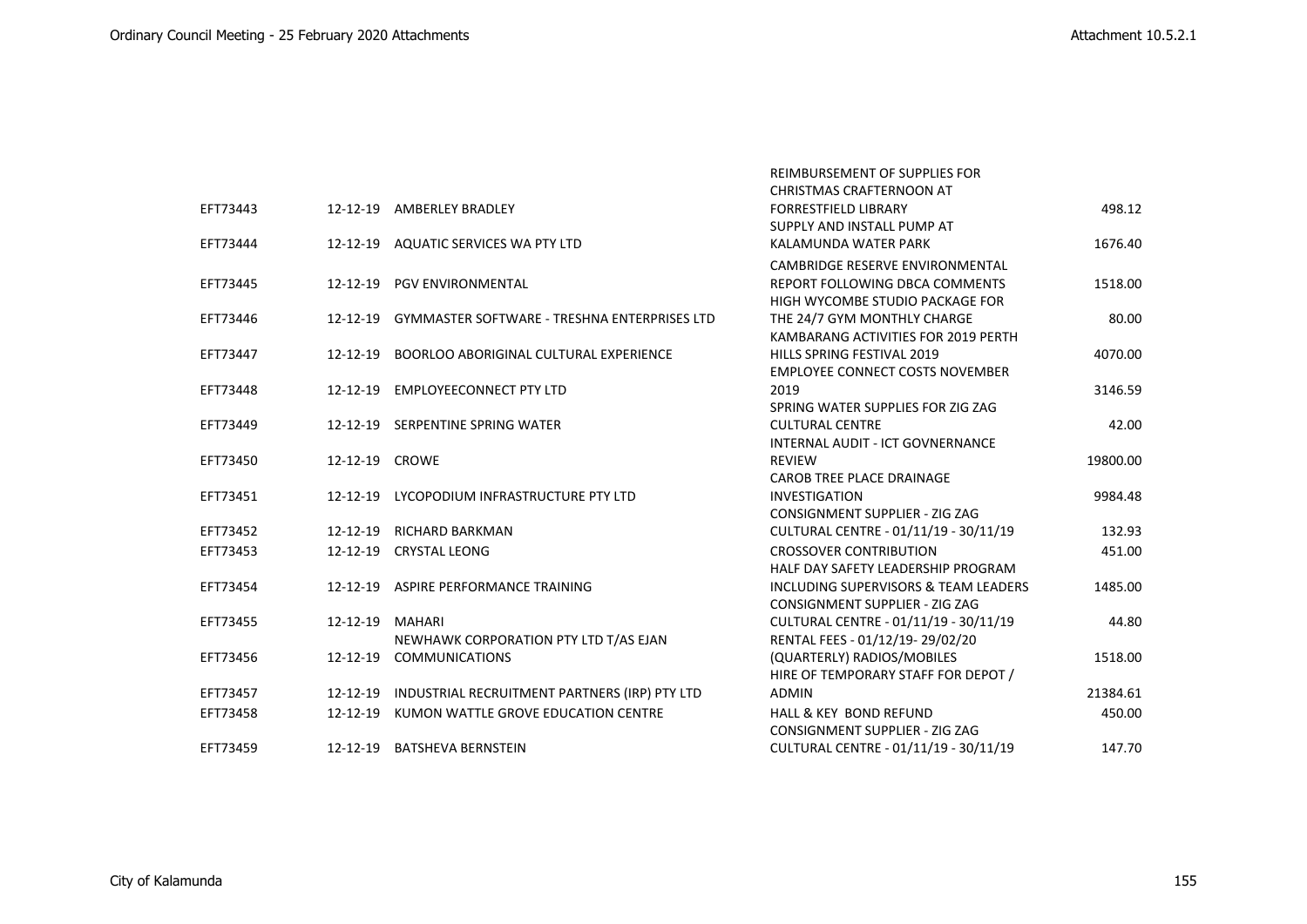| | | | | |
|---|---|---|---|---|
| EFT73443 | 12-12-19 | AMBERLEY BRADLEY | REIMBURSEMENT OF SUPPLIES FOR CHRISTMAS CRAFTERNOON AT FORRESTFIELD LIBRARY | 498.12 |
| EFT73444 | 12-12-19 | AQUATIC SERVICES WA PTY LTD | SUPPLY AND INSTALL PUMP AT KALAMUNDA WATER PARK | 1676.40 |
| EFT73445 | 12-12-19 | PGV ENVIRONMENTAL | CAMBRIDGE RESERVE ENVIRONMENTAL REPORT FOLLOWING DBCA COMMENTS | 1518.00 |
| EFT73446 | 12-12-19 | GYMMASTER SOFTWARE - TRESHNA ENTERPRISES LTD | HIGH WYCOMBE STUDIO PACKAGE FOR THE 24/7 GYM MONTHLY CHARGE | 80.00 |
| EFT73447 | 12-12-19 | BOORLOO ABORIGINAL CULTURAL EXPERIENCE | KAMBARANG ACTIVITIES FOR 2019 PERTH HILLS SPRING FESTIVAL 2019 | 4070.00 |
| EFT73448 | 12-12-19 | EMPLOYEECONNECT PTY LTD | EMPLOYEE CONNECT COSTS NOVEMBER 2019 | 3146.59 |
| EFT73449 | 12-12-19 | SERPENTINE SPRING WATER | SPRING WATER SUPPLIES FOR ZIG ZAG CULTURAL CENTRE | 42.00 |
| EFT73450 | 12-12-19 | CROWE | INTERNAL AUDIT - ICT GOVNERNANCE REVIEW | 19800.00 |
| EFT73451 | 12-12-19 | LYCOPODIUM INFRASTRUCTURE PTY LTD | CAROB TREE PLACE DRAINAGE INVESTIGATION | 9984.48 |
| EFT73452 | 12-12-19 | RICHARD BARKMAN | CONSIGNMENT SUPPLIER - ZIG ZAG CULTURAL CENTRE - 01/11/19 - 30/11/19 | 132.93 |
| EFT73453 | 12-12-19 | CRYSTAL LEONG | CROSSOVER CONTRIBUTION | 451.00 |
| EFT73454 | 12-12-19 | ASPIRE PERFORMANCE TRAINING | HALF DAY SAFETY LEADERSHIP PROGRAM INCLUDING SUPERVISORS & TEAM LEADERS | 1485.00 |
| EFT73455 | 12-12-19 | MAHARI | CONSIGNMENT SUPPLIER - ZIG ZAG CULTURAL CENTRE - 01/11/19 - 30/11/19 | 44.80 |
| EFT73456 | 12-12-19 | NEWHAWK CORPORATION PTY LTD T/AS EJAN COMMUNICATIONS | RENTAL FEES - 01/12/19- 29/02/20 (QUARTERLY) RADIOS/MOBILES | 1518.00 |
| EFT73457 | 12-12-19 | INDUSTRIAL RECRUITMENT PARTNERS (IRP) PTY LTD | HIRE OF TEMPORARY STAFF FOR DEPOT / ADMIN | 21384.61 |
| EFT73458 | 12-12-19 | KUMON WATTLE GROVE EDUCATION CENTRE | HALL & KEY BOND REFUND | 450.00 |
| EFT73459 | 12-12-19 | BATSHEVA BERNSTEIN | CONSIGNMENT SUPPLIER - ZIG ZAG CULTURAL CENTRE - 01/11/19 - 30/11/19 | 147.70 |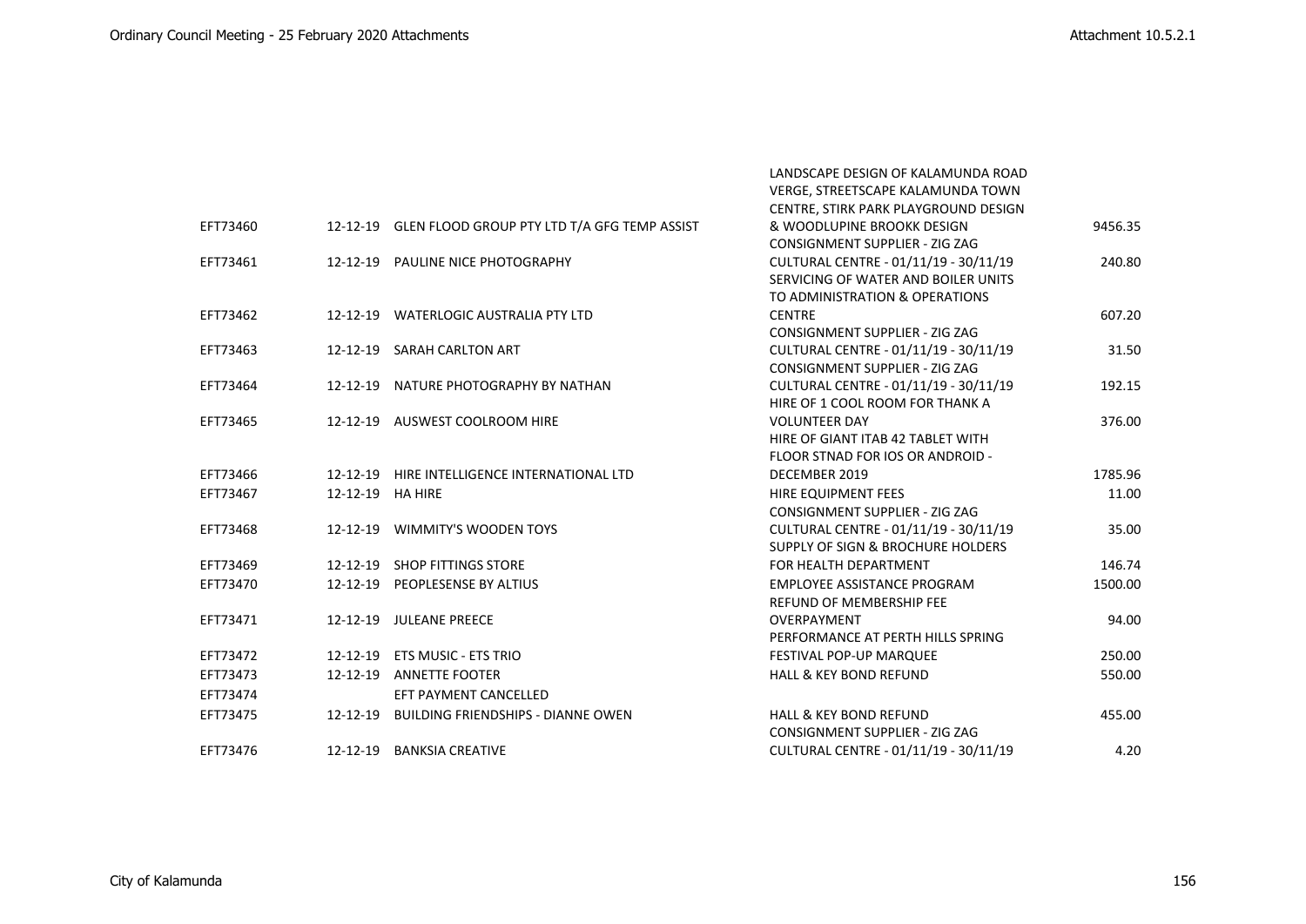| | | | | |
|---|---|---|---|---|
| EFT73460 | 12-12-19 | GLEN FLOOD GROUP PTY LTD T/A GFG TEMP ASSIST | LANDSCAPE DESIGN OF KALAMUNDA ROAD VERGE, STREETSCAPE KALAMUNDA TOWN CENTRE, STIRK PARK PLAYGROUND DESIGN & WOODLUPINE BROOKK DESIGN | 9456.35 |
| EFT73461 | 12-12-19 | PAULINE NICE PHOTOGRAPHY | CONSIGNMENT SUPPLIER - ZIG ZAG CULTURAL CENTRE - 01/11/19 - 30/11/19 | 240.80 |
| EFT73462 | 12-12-19 | WATERLOGIC AUSTRALIA PTY LTD | SERVICING OF WATER AND BOILER UNITS TO ADMINISTRATION & OPERATIONS CENTRE | 607.20 |
| EFT73463 | 12-12-19 | SARAH CARLTON ART | CONSIGNMENT SUPPLIER - ZIG ZAG CULTURAL CENTRE - 01/11/19 - 30/11/19 | 31.50 |
| EFT73464 | 12-12-19 | NATURE PHOTOGRAPHY BY NATHAN | CONSIGNMENT SUPPLIER - ZIG ZAG CULTURAL CENTRE - 01/11/19 - 30/11/19 | 192.15 |
| EFT73465 | 12-12-19 | AUSWEST COOLROOM HIRE | HIRE OF 1 COOL ROOM FOR THANK A VOLUNTEER DAY | 376.00 |
| EFT73466 | 12-12-19 | HIRE INTELLIGENCE INTERNATIONAL LTD | HIRE OF GIANT ITAB 42 TABLET WITH FLOOR STNAD FOR IOS OR ANDROID - DECEMBER 2019 | 1785.96 |
| EFT73467 | 12-12-19 | HA HIRE | HIRE EQUIPMENT FEES | 11.00 |
| EFT73468 | 12-12-19 | WIMMITY'S WOODEN TOYS | CONSIGNMENT SUPPLIER - ZIG ZAG CULTURAL CENTRE - 01/11/19 - 30/11/19 | 35.00 |
| EFT73469 | 12-12-19 | SHOP FITTINGS STORE | SUPPLY OF SIGN & BROCHURE HOLDERS FOR HEALTH DEPARTMENT | 146.74 |
| EFT73470 | 12-12-19 | PEOPLESENSE BY ALTIUS | EMPLOYEE ASSISTANCE PROGRAM | 1500.00 |
| EFT73471 | 12-12-19 | JULEANE PREECE | REFUND OF MEMBERSHIP FEE OVERPAYMENT | 94.00 |
| EFT73472 | 12-12-19 | ETS MUSIC - ETS TRIO | PERFORMANCE AT PERTH HILLS SPRING FESTIVAL POP-UP MARQUEE | 250.00 |
| EFT73473 | 12-12-19 | ANNETTE FOOTER | HALL & KEY BOND REFUND | 550.00 |
| EFT73474 | | EFT PAYMENT CANCELLED | | |
| EFT73475 | 12-12-19 | BUILDING FRIENDSHIPS - DIANNE OWEN | HALL & KEY BOND REFUND | 455.00 |
| EFT73476 | 12-12-19 | BANKSIA CREATIVE | CONSIGNMENT SUPPLIER - ZIG ZAG CULTURAL CENTRE - 01/11/19 - 30/11/19 | 4.20 |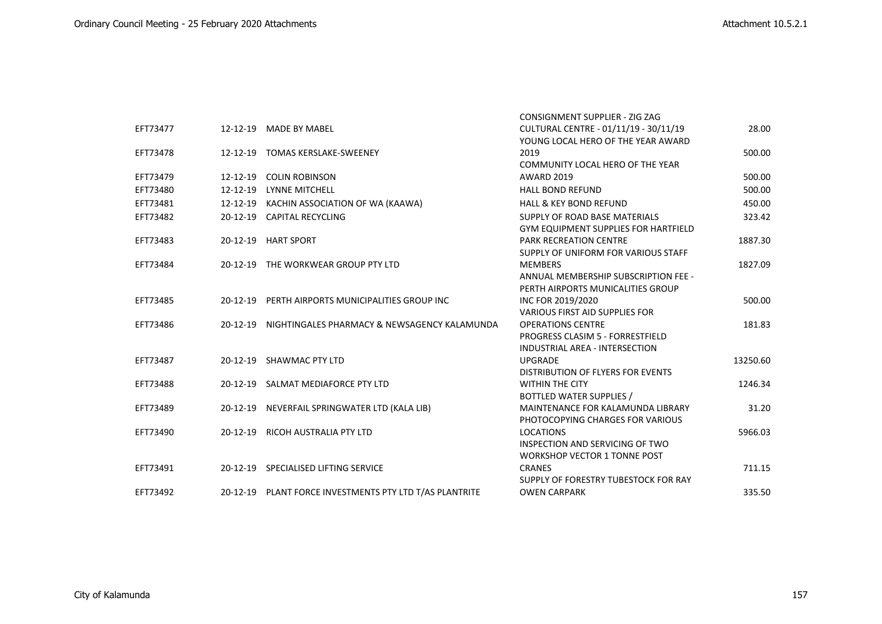| | | | | |
|---|---|---|---|---|
| EFT73477 | 12-12-19 | MADE BY MABEL | CONSIGNMENT SUPPLIER - ZIG ZAG CULTURAL CENTRE - 01/11/19 - 30/11/19 | 28.00 |
| EFT73478 | 12-12-19 | TOMAS KERSLAKE-SWEENEY | YOUNG LOCAL HERO OF THE YEAR AWARD 2019 | 500.00 |
| EFT73479 | 12-12-19 | COLIN ROBINSON | COMMUNITY LOCAL HERO OF THE YEAR AWARD 2019 | 500.00 |
| EFT73480 | 12-12-19 | LYNNE MITCHELL | HALL BOND REFUND | 500.00 |
| EFT73481 | 12-12-19 | KACHIN ASSOCIATION OF WA (KAAWA) | HALL & KEY BOND REFUND | 450.00 |
| EFT73482 | 20-12-19 | CAPITAL RECYCLING | SUPPLY OF ROAD BASE MATERIALS | 323.42 |
| EFT73483 | 20-12-19 | HART SPORT | GYM EQUIPMENT SUPPLIES FOR HARTFIELD PARK RECREATION CENTRE | 1887.30 |
| EFT73484 | 20-12-19 | THE WORKWEAR GROUP PTY LTD | SUPPLY OF UNIFORM FOR VARIOUS STAFF MEMBERS | 1827.09 |
| EFT73485 | 20-12-19 | PERTH AIRPORTS MUNICIPALITIES GROUP INC | ANNUAL MEMBERSHIP SUBSCRIPTION FEE - PERTH AIRPORTS MUNICALITIES GROUP INC FOR 2019/2020 | 500.00 |
| EFT73486 | 20-12-19 | NIGHTINGALES PHARMACY & NEWSAGENCY KALAMUNDA | VARIOUS FIRST AID SUPPLIES FOR OPERATIONS CENTRE | 181.83 |
| EFT73487 | 20-12-19 | SHAWMAC PTY LTD | PROGRESS CLASIM 5 - FORRESTFIELD INDUSTRIAL AREA - INTERSECTION UPGRADE | 13250.60 |
| EFT73488 | 20-12-19 | SALMAT MEDIAFORCE PTY LTD | DISTRIBUTION OF FLYERS FOR EVENTS WITHIN THE CITY | 1246.34 |
| EFT73489 | 20-12-19 | NEVERFAIL SPRINGWATER LTD (KALA LIB) | BOTTLED WATER SUPPLIES / MAINTENANCE FOR KALAMUNDA LIBRARY | 31.20 |
| EFT73490 | 20-12-19 | RICOH AUSTRALIA PTY LTD | PHOTOCOPYING CHARGES FOR VARIOUS LOCATIONS | 5966.03 |
| EFT73491 | 20-12-19 | SPECIALISED LIFTING SERVICE | INSPECTION AND SERVICING OF TWO WORKSHOP VECTOR 1 TONNE POST CRANES | 711.15 |
| EFT73492 | 20-12-19 | PLANT FORCE INVESTMENTS PTY LTD T/AS PLANTRITE | SUPPLY OF FORESTRY TUBESTOCK FOR RAY OWEN CARPARK | 335.50 |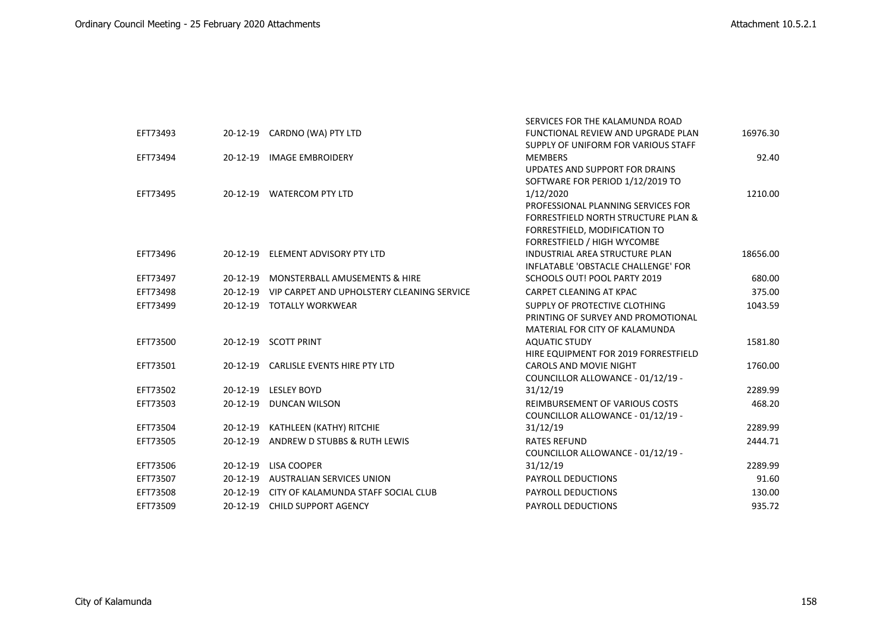| | | | | |
|---|---|---|---|---|
| EFT73493 | 20-12-19 | CARDNO (WA) PTY LTD | SERVICES FOR THE KALAMUNDA ROAD FUNCTIONAL REVIEW AND UPGRADE PLAN | 16976.30 |
| EFT73494 | 20-12-19 | IMAGE EMBROIDERY | SUPPLY OF UNIFORM FOR VARIOUS STAFF MEMBERS | 92.40 |
| EFT73495 | 20-12-19 | WATERCOM PTY LTD | UPDATES AND SUPPORT FOR DRAINS SOFTWARE FOR PERIOD 1/12/2019 TO 1/12/2020 | 1210.00 |
| EFT73496 | 20-12-19 | ELEMENT ADVISORY PTY LTD | PROFESSIONAL PLANNING SERVICES FOR FORRESTFIELD NORTH STRUCTURE PLAN & FORRESTFIELD, MODIFICATION TO FORRESTFIELD / HIGH WYCOMBE INDUSTRIAL AREA STRUCTURE PLAN | 18656.00 |
| EFT73497 | 20-12-19 | MONSTERBALL AMUSEMENTS & HIRE | INFLATABLE 'OBSTACLE CHALLENGE' FOR SCHOOLS OUT! POOL PARTY 2019 | 680.00 |
| EFT73498 | 20-12-19 | VIP CARPET AND UPHOLSTERY CLEANING SERVICE | CARPET CLEANING AT KPAC | 375.00 |
| EFT73499 | 20-12-19 | TOTALLY WORKWEAR | SUPPLY OF PROTECTIVE CLOTHING | 1043.59 |
| EFT73500 | 20-12-19 | SCOTT PRINT | PRINTING OF SURVEY AND PROMOTIONAL MATERIAL FOR CITY OF KALAMUNDA AQUATIC STUDY | 1581.80 |
| EFT73501 | 20-12-19 | CARLISLE EVENTS HIRE PTY LTD | HIRE EQUIPMENT FOR 2019 FORRESTFIELD CAROLS AND MOVIE NIGHT | 1760.00 |
| EFT73502 | 20-12-19 | LESLEY BOYD | COUNCILLOR ALLOWANCE - 01/12/19 - 31/12/19 | 2289.99 |
| EFT73503 | 20-12-19 | DUNCAN WILSON | REIMBURSEMENT OF VARIOUS COSTS | 468.20 |
| EFT73504 | 20-12-19 | KATHLEEN (KATHY) RITCHIE | COUNCILLOR ALLOWANCE - 01/12/19 - 31/12/19 | 2289.99 |
| EFT73505 | 20-12-19 | ANDREW D STUBBS & RUTH LEWIS | RATES REFUND | 2444.71 |
| EFT73506 | 20-12-19 | LISA COOPER | COUNCILLOR ALLOWANCE - 01/12/19 - 31/12/19 | 2289.99 |
| EFT73507 | 20-12-19 | AUSTRALIAN SERVICES UNION | PAYROLL DEDUCTIONS | 91.60 |
| EFT73508 | 20-12-19 | CITY OF KALAMUNDA STAFF SOCIAL CLUB | PAYROLL DEDUCTIONS | 130.00 |
| EFT73509 | 20-12-19 | CHILD SUPPORT AGENCY | PAYROLL DEDUCTIONS | 935.72 |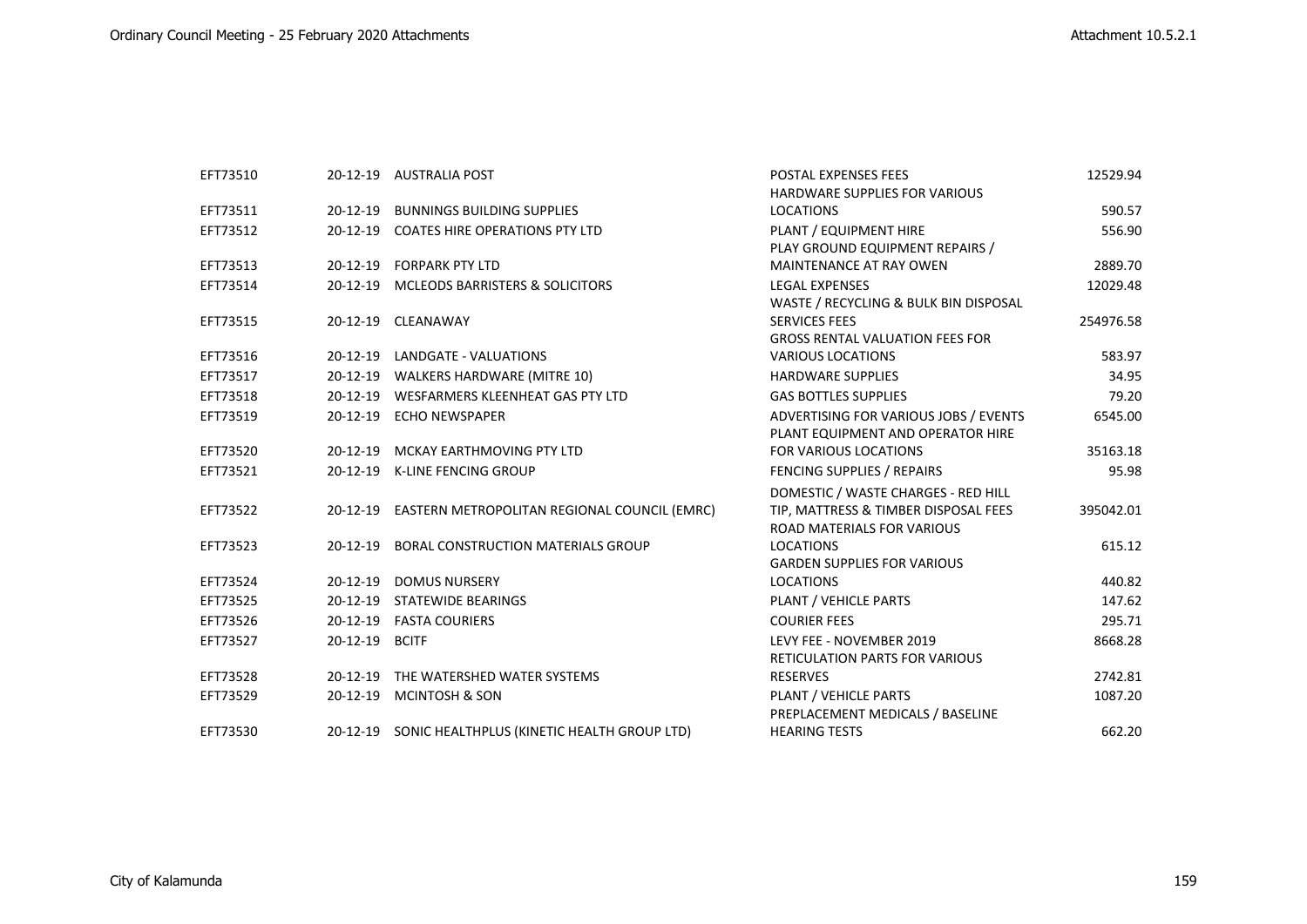| | | | | |
|---|---|---|---|---|
| EFT73510 | 20-12-19 | AUSTRALIA POST | POSTAL EXPENSES FEES | 12529.94 |
| EFT73511 | 20-12-19 | BUNNINGS BUILDING SUPPLIES | HARDWARE SUPPLIES FOR VARIOUS LOCATIONS | 590.57 |
| EFT73512 | 20-12-19 | COATES HIRE OPERATIONS PTY LTD | PLANT / EQUIPMENT HIRE | 556.90 |
| EFT73513 | 20-12-19 | FORPARK PTY LTD | PLAY GROUND EQUIPMENT REPAIRS / MAINTENANCE AT RAY OWEN | 2889.70 |
| EFT73514 | 20-12-19 | MCLEODS BARRISTERS & SOLICITORS | LEGAL EXPENSES | 12029.48 |
| EFT73515 | 20-12-19 | CLEANAWAY | WASTE / RECYCLING & BULK BIN DISPOSAL SERVICES FEES | 254976.58 |
| EFT73516 | 20-12-19 | LANDGATE - VALUATIONS | GROSS RENTAL VALUATION FEES FOR VARIOUS LOCATIONS | 583.97 |
| EFT73517 | 20-12-19 | WALKERS HARDWARE (MITRE 10) | HARDWARE SUPPLIES | 34.95 |
| EFT73518 | 20-12-19 | WESFARMERS KLEENHEAT GAS PTY LTD | GAS BOTTLES SUPPLIES | 79.20 |
| EFT73519 | 20-12-19 | ECHO NEWSPAPER | ADVERTISING FOR VARIOUS JOBS / EVENTS | 6545.00 |
| EFT73520 | 20-12-19 | MCKAY EARTHMOVING PTY LTD | PLANT EQUIPMENT AND OPERATOR HIRE FOR VARIOUS LOCATIONS | 35163.18 |
| EFT73521 | 20-12-19 | K-LINE FENCING GROUP | FENCING SUPPLIES / REPAIRS | 95.98 |
| EFT73522 | 20-12-19 | EASTERN METROPOLITAN REGIONAL COUNCIL (EMRC) | DOMESTIC / WASTE CHARGES - RED HILL TIP, MATTRESS & TIMBER DISPOSAL FEES | 395042.01 |
| EFT73523 | 20-12-19 | BORAL CONSTRUCTION MATERIALS GROUP | ROAD MATERIALS FOR VARIOUS LOCATIONS | 615.12 |
| EFT73524 | 20-12-19 | DOMUS NURSERY | GARDEN SUPPLIES FOR VARIOUS LOCATIONS | 440.82 |
| EFT73525 | 20-12-19 | STATEWIDE BEARINGS | PLANT / VEHICLE PARTS | 147.62 |
| EFT73526 | 20-12-19 | FASTA COURIERS | COURIER FEES | 295.71 |
| EFT73527 | 20-12-19 | BCITF | LEVY FEE - NOVEMBER 2019 | 8668.28 |
| EFT73528 | 20-12-19 | THE WATERSHED WATER SYSTEMS | RETICULATION PARTS FOR VARIOUS RESERVES | 2742.81 |
| EFT73529 | 20-12-19 | MCINTOSH & SON | PLANT / VEHICLE PARTS | 1087.20 |
| EFT73530 | 20-12-19 | SONIC HEALTHPLUS (KINETIC HEALTH GROUP LTD) | PREPLACEMENT MEDICALS / BASELINE HEARING TESTS | 662.20 |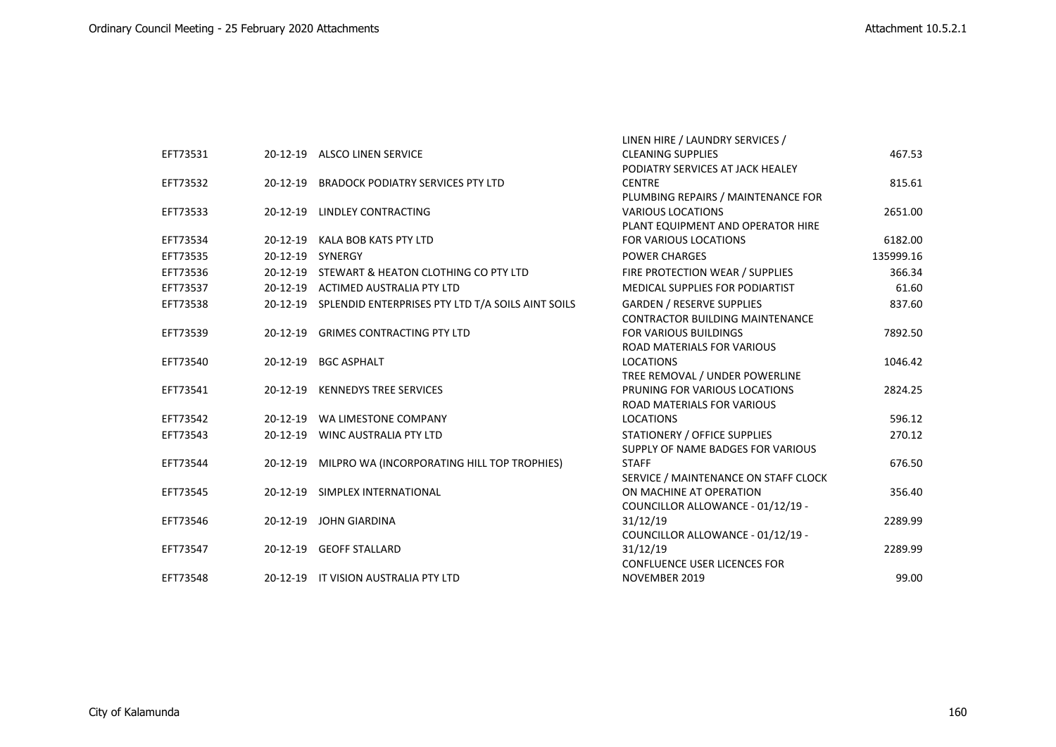| | | | | |
|---|---|---|---|---|
| EFT73531 | 20-12-19 | ALSCO LINEN SERVICE | LINEN HIRE / LAUNDRY SERVICES / CLEANING SUPPLIES | 467.53 |
| EFT73532 | 20-12-19 | BRADOCK PODIATRY SERVICES PTY LTD | PODIATRY SERVICES AT JACK HEALEY CENTRE | 815.61 |
| EFT73533 | 20-12-19 | LINDLEY CONTRACTING | PLUMBING REPAIRS / MAINTENANCE FOR VARIOUS LOCATIONS | 2651.00 |
| EFT73534 | 20-12-19 | KALA BOB KATS PTY LTD | PLANT EQUIPMENT AND OPERATOR HIRE FOR VARIOUS LOCATIONS | 6182.00 |
| EFT73535 | 20-12-19 | SYNERGY | POWER CHARGES | 135999.16 |
| EFT73536 | 20-12-19 | STEWART & HEATON CLOTHING CO PTY LTD | FIRE PROTECTION WEAR / SUPPLIES | 366.34 |
| EFT73537 | 20-12-19 | ACTIMED AUSTRALIA PTY LTD | MEDICAL SUPPLIES FOR PODIARTIST | 61.60 |
| EFT73538 | 20-12-19 | SPLENDID ENTERPRISES PTY LTD T/A SOILS AINT SOILS | GARDEN / RESERVE SUPPLIES | 837.60 |
| EFT73539 | 20-12-19 | GRIMES CONTRACTING PTY LTD | CONTRACTOR BUILDING MAINTENANCE FOR VARIOUS BUILDINGS | 7892.50 |
| EFT73540 | 20-12-19 | BGC ASPHALT | ROAD MATERIALS FOR VARIOUS LOCATIONS | 1046.42 |
| EFT73541 | 20-12-19 | KENNEDYS TREE SERVICES | TREE REMOVAL / UNDER POWERLINE PRUNING FOR VARIOUS LOCATIONS | 2824.25 |
| EFT73542 | 20-12-19 | WA LIMESTONE COMPANY | ROAD MATERIALS FOR VARIOUS LOCATIONS | 596.12 |
| EFT73543 | 20-12-19 | WINC AUSTRALIA PTY LTD | STATIONERY / OFFICE SUPPLIES | 270.12 |
| EFT73544 | 20-12-19 | MILPRO WA (INCORPORATING HILL TOP TROPHIES) | SUPPLY OF NAME BADGES FOR VARIOUS STAFF | 676.50 |
| EFT73545 | 20-12-19 | SIMPLEX INTERNATIONAL | SERVICE / MAINTENANCE ON STAFF CLOCK ON MACHINE AT OPERATION | 356.40 |
| EFT73546 | 20-12-19 | JOHN GIARDINA | COUNCILLOR ALLOWANCE - 01/12/19 - 31/12/19 | 2289.99 |
| EFT73547 | 20-12-19 | GEOFF STALLARD | COUNCILLOR ALLOWANCE - 01/12/19 - 31/12/19 | 2289.99 |
| EFT73548 | 20-12-19 | IT VISION AUSTRALIA PTY LTD | CONFLUENCE USER LICENCES FOR NOVEMBER 2019 | 99.00 |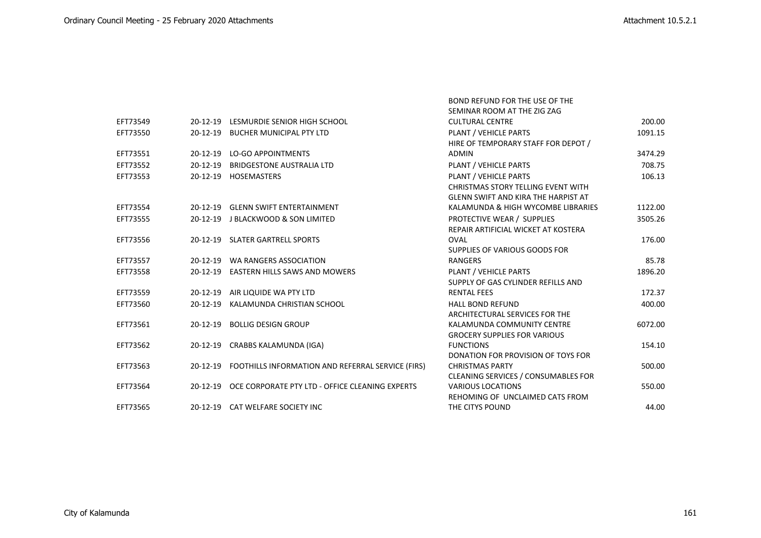| | | | | |
|---|---|---|---|---|
| EFT73549 | 20-12-19 | LESMURDIE SENIOR HIGH SCHOOL | BOND REFUND FOR THE USE OF THE SEMINAR ROOM AT THE ZIG ZAG CULTURAL CENTRE | 200.00 |
| EFT73550 | 20-12-19 | BUCHER MUNICIPAL PTY LTD | PLANT / VEHICLE PARTS | 1091.15 |
| EFT73551 | 20-12-19 | LO-GO APPOINTMENTS | HIRE OF TEMPORARY STAFF FOR DEPOT / ADMIN | 3474.29 |
| EFT73552 | 20-12-19 | BRIDGESTONE AUSTRALIA LTD | PLANT / VEHICLE PARTS | 708.75 |
| EFT73553 | 20-12-19 | HOSEMASTERS | PLANT / VEHICLE PARTS | 106.13 |
| EFT73554 | 20-12-19 | GLENN SWIFT ENTERTAINMENT | CHRISTMAS STORY TELLING EVENT WITH GLENN SWIFT AND KIRA THE HARPIST AT KALAMUNDA & HIGH WYCOMBE LIBRARIES | 1122.00 |
| EFT73555 | 20-12-19 | J BLACKWOOD & SON LIMITED | PROTECTIVE WEAR / SUPPLIES | 3505.26 |
| EFT73556 | 20-12-19 | SLATER GARTRELL SPORTS | REPAIR ARTIFICIAL WICKET AT KOSTERA OVAL | 176.00 |
| EFT73557 | 20-12-19 | WA RANGERS ASSOCIATION | SUPPLIES OF VARIOUS GOODS FOR RANGERS | 85.78 |
| EFT73558 | 20-12-19 | EASTERN HILLS SAWS AND MOWERS | PLANT / VEHICLE PARTS | 1896.20 |
| EFT73559 | 20-12-19 | AIR LIQUIDE WA PTY LTD | SUPPLY OF GAS CYLINDER REFILLS AND RENTAL FEES | 172.37 |
| EFT73560 | 20-12-19 | KALAMUNDA CHRISTIAN SCHOOL | HALL BOND REFUND | 400.00 |
| EFT73561 | 20-12-19 | BOLLIG DESIGN GROUP | ARCHITECTURAL SERVICES FOR THE KALAMUNDA COMMUNITY CENTRE | 6072.00 |
| EFT73562 | 20-12-19 | CRABBS KALAMUNDA (IGA) | GROCERY SUPPLIES FOR VARIOUS FUNCTIONS | 154.10 |
| EFT73563 | 20-12-19 | FOOTHILLS INFORMATION AND REFERRAL SERVICE (FIRS) | DONATION FOR PROVISION OF TOYS FOR CHRISTMAS PARTY | 500.00 |
| EFT73564 | 20-12-19 | OCE CORPORATE PTY LTD - OFFICE CLEANING EXPERTS | CLEANING SERVICES / CONSUMABLES FOR VARIOUS LOCATIONS | 550.00 |
| EFT73565 | 20-12-19 | CAT WELFARE SOCIETY INC | REHOMING OF UNCLAIMED CATS FROM THE CITYS POUND | 44.00 |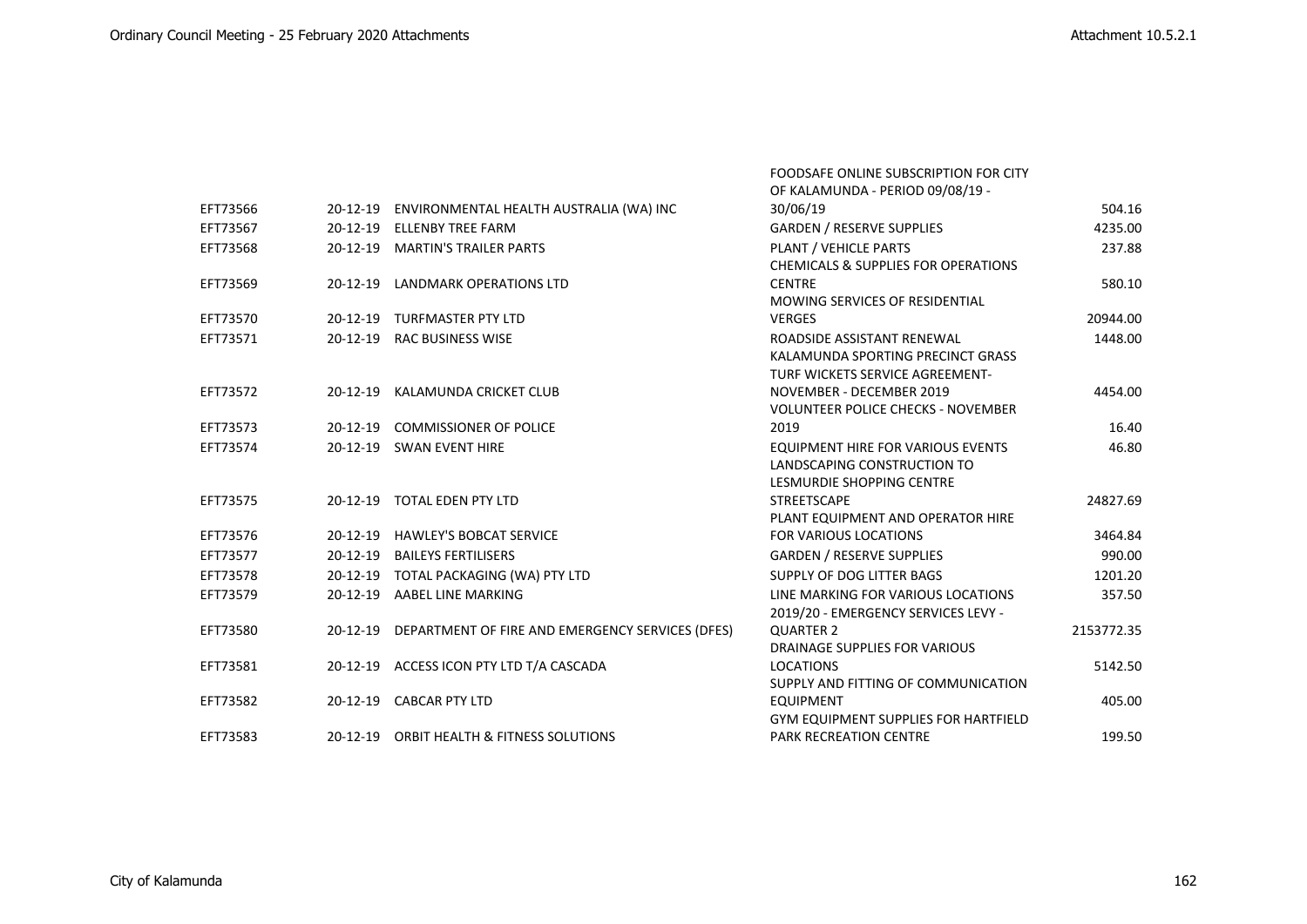| | | | | |
|---|---|---|---|---|
| EFT73566 | 20-12-19 | ENVIRONMENTAL HEALTH AUSTRALIA (WA) INC | FOODSAFE ONLINE SUBSCRIPTION FOR CITY OF KALAMUNDA - PERIOD 09/08/19 - 30/06/19 | 504.16 |
| EFT73567 | 20-12-19 | ELLENBY TREE FARM | GARDEN / RESERVE SUPPLIES | 4235.00 |
| EFT73568 | 20-12-19 | MARTIN'S TRAILER PARTS | PLANT / VEHICLE PARTS | 237.88 |
| EFT73569 | 20-12-19 | LANDMARK OPERATIONS LTD | CHEMICALS & SUPPLIES FOR OPERATIONS CENTRE | 580.10 |
| EFT73570 | 20-12-19 | TURFMASTER PTY LTD | MOWING SERVICES OF RESIDENTIAL VERGES | 20944.00 |
| EFT73571 | 20-12-19 | RAC BUSINESS WISE | ROADSIDE ASSISTANT RENEWAL | 1448.00 |
| EFT73572 | 20-12-19 | KALAMUNDA CRICKET CLUB | KALAMUNDA SPORTING PRECINCT GRASS TURF WICKETS SERVICE AGREEMENT- NOVEMBER - DECEMBER 2019 | 4454.00 |
| EFT73573 | 20-12-19 | COMMISSIONER OF POLICE | VOLUNTEER POLICE CHECKS - NOVEMBER 2019 | 16.40 |
| EFT73574 | 20-12-19 | SWAN EVENT HIRE | EQUIPMENT HIRE FOR VARIOUS EVENTS | 46.80 |
| EFT73575 | 20-12-19 | TOTAL EDEN PTY LTD | LANDSCAPING CONSTRUCTION TO LESMURDIE SHOPPING CENTRE STREETSCAPE | 24827.69 |
| EFT73576 | 20-12-19 | HAWLEY'S BOBCAT SERVICE | PLANT EQUIPMENT AND OPERATOR HIRE FOR VARIOUS LOCATIONS | 3464.84 |
| EFT73577 | 20-12-19 | BAILEYS FERTILISERS | GARDEN / RESERVE SUPPLIES | 990.00 |
| EFT73578 | 20-12-19 | TOTAL PACKAGING (WA) PTY LTD | SUPPLY OF DOG LITTER BAGS | 1201.20 |
| EFT73579 | 20-12-19 | AABEL LINE MARKING | LINE MARKING FOR VARIOUS LOCATIONS | 357.50 |
| EFT73580 | 20-12-19 | DEPARTMENT OF FIRE AND EMERGENCY SERVICES (DFES) | 2019/20 - EMERGENCY SERVICES LEVY - QUARTER 2 | 2153772.35 |
| EFT73581 | 20-12-19 | ACCESS ICON PTY LTD T/A CASCADA | DRAINAGE SUPPLIES FOR VARIOUS LOCATIONS | 5142.50 |
| EFT73582 | 20-12-19 | CABCAR PTY LTD | SUPPLY AND FITTING OF COMMUNICATION EQUIPMENT | 405.00 |
| EFT73583 | 20-12-19 | ORBIT HEALTH & FITNESS SOLUTIONS | GYM EQUIPMENT SUPPLIES FOR HARTFIELD PARK RECREATION CENTRE | 199.50 |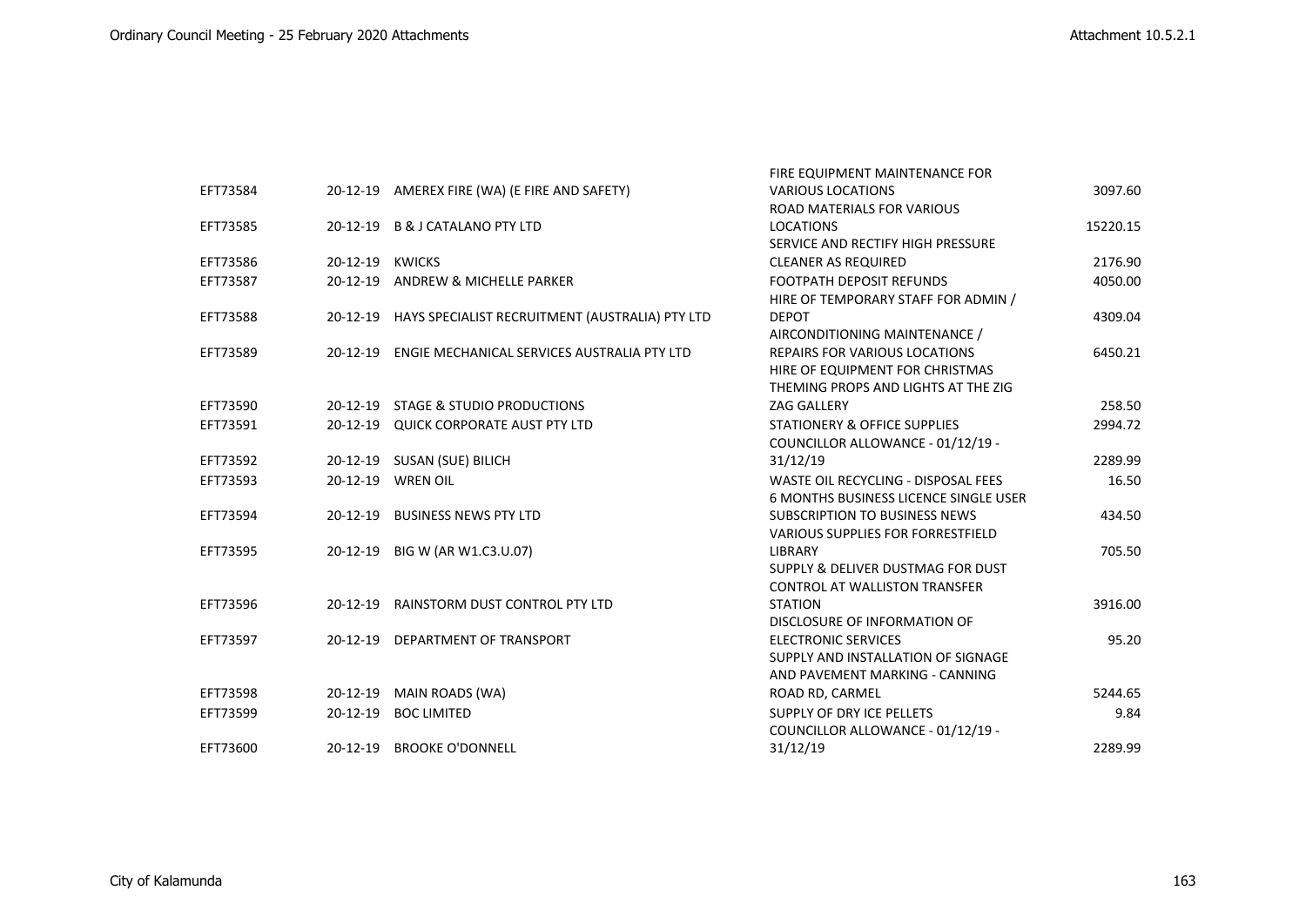| | | | | |
|---|---|---|---|---|
| EFT73584 | 20-12-19 | AMEREX FIRE (WA) (E FIRE AND SAFETY) | FIRE EQUIPMENT MAINTENANCE FOR VARIOUS LOCATIONS | 3097.60 |
| EFT73585 | 20-12-19 | B & J CATALANO PTY LTD | ROAD MATERIALS FOR VARIOUS LOCATIONS | 15220.15 |
| EFT73586 | 20-12-19 | KWICKS | SERVICE AND RECTIFY HIGH PRESSURE CLEANER AS REQUIRED | 2176.90 |
| EFT73587 | 20-12-19 | ANDREW & MICHELLE PARKER | FOOTPATH DEPOSIT REFUNDS | 4050.00 |
| EFT73588 | 20-12-19 | HAYS SPECIALIST RECRUITMENT (AUSTRALIA) PTY LTD | HIRE OF TEMPORARY STAFF FOR ADMIN / DEPOT | 4309.04 |
| EFT73589 | 20-12-19 | ENGIE MECHANICAL SERVICES AUSTRALIA PTY LTD | AIRCONDITIONING MAINTENANCE / REPAIRS FOR VARIOUS LOCATIONS | 6450.21 |
| EFT73590 | 20-12-19 | STAGE & STUDIO PRODUCTIONS | HIRE OF EQUIPMENT FOR CHRISTMAS THEMING PROPS AND LIGHTS AT THE ZIG ZAG GALLERY | 258.50 |
| EFT73591 | 20-12-19 | QUICK CORPORATE AUST PTY LTD | STATIONERY & OFFICE SUPPLIES | 2994.72 |
| EFT73592 | 20-12-19 | SUSAN (SUE) BILICH | COUNCILLOR ALLOWANCE - 01/12/19 - 31/12/19 | 2289.99 |
| EFT73593 | 20-12-19 | WREN OIL | WASTE OIL RECYCLING - DISPOSAL FEES | 16.50 |
| EFT73594 | 20-12-19 | BUSINESS NEWS PTY LTD | 6 MONTHS BUSINESS LICENCE SINGLE USER SUBSCRIPTION TO BUSINESS NEWS | 434.50 |
| EFT73595 | 20-12-19 | BIG W (AR W1.C3.U.07) | VARIOUS SUPPLIES FOR FORRESTFIELD LIBRARY | 705.50 |
| EFT73596 | 20-12-19 | RAINSTORM DUST CONTROL PTY LTD | SUPPLY & DELIVER DUSTMAG FOR DUST CONTROL AT WALLISTON TRANSFER STATION | 3916.00 |
| EFT73597 | 20-12-19 | DEPARTMENT OF TRANSPORT | DISCLOSURE OF INFORMATION OF ELECTRONIC SERVICES | 95.20 |
| EFT73598 | 20-12-19 | MAIN ROADS (WA) | SUPPLY AND INSTALLATION OF SIGNAGE AND PAVEMENT MARKING - CANNING ROAD RD, CARMEL | 5244.65 |
| EFT73599 | 20-12-19 | BOC LIMITED | SUPPLY OF DRY ICE PELLETS | 9.84 |
| EFT73600 | 20-12-19 | BROOKE O'DONNELL | COUNCILLOR ALLOWANCE - 01/12/19 - 31/12/19 | 2289.99 |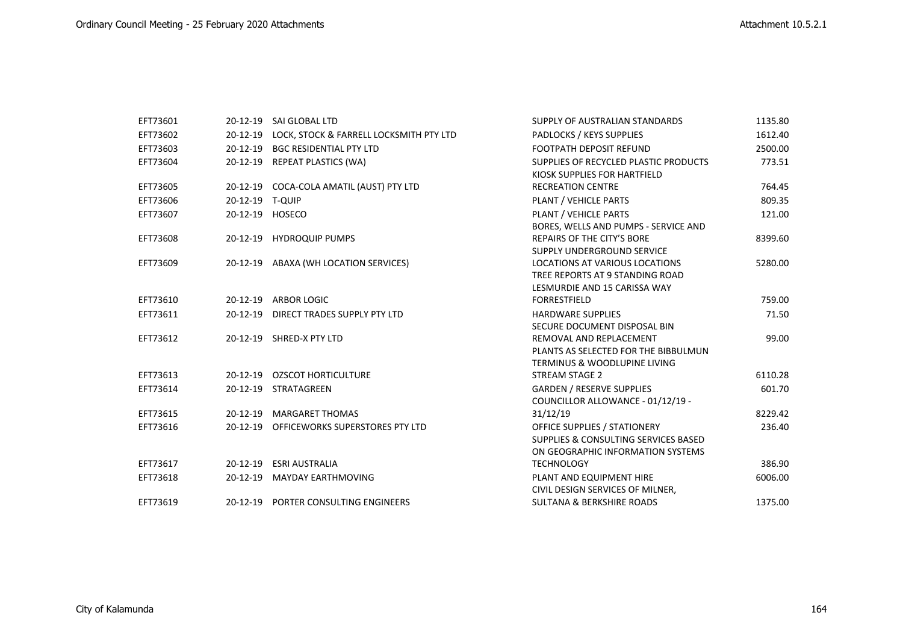| EFT73601 | 20-12-19 | SAI GLOBAL LTD | SUPPLY OF AUSTRALIAN STANDARDS | 1135.80 |
|---|---|---|---|---|
| EFT73602 | 20-12-19 | LOCK, STOCK & FARRELL LOCKSMITH PTY LTD | PADLOCKS / KEYS SUPPLIES | 1612.40 |
| EFT73603 | 20-12-19 | BGC RESIDENTIAL PTY LTD | FOOTPATH DEPOSIT REFUND | 2500.00 |
| EFT73604 | 20-12-19 | REPEAT PLASTICS (WA) | SUPPLIES OF RECYCLED PLASTIC PRODUCTS | 773.51 |
| EFT73605 | 20-12-19 | COCA-COLA AMATIL (AUST) PTY LTD | KIOSK SUPPLIES FOR HARTFIELD RECREATION CENTRE | 764.45 |
| EFT73606 | 20-12-19 | T-QUIP | PLANT / VEHICLE PARTS | 809.35 |
| EFT73607 | 20-12-19 | HOSECO | PLANT / VEHICLE PARTS | 121.00 |
| EFT73608 | 20-12-19 | HYDROQUIP PUMPS | BORES, WELLS AND PUMPS - SERVICE AND REPAIRS OF THE CITY'S BORE | 8399.60 |
| EFT73609 | 20-12-19 | ABAXA (WH LOCATION SERVICES) | SUPPLY UNDERGROUND SERVICE LOCATIONS AT VARIOUS LOCATIONS | 5280.00 |
| EFT73610 | 20-12-19 | ARBOR LOGIC | TREE REPORTS AT 9 STANDING ROAD LESMURDIE AND 15 CARISSA WAY FORRESTFIELD | 759.00 |
| EFT73611 | 20-12-19 | DIRECT TRADES SUPPLY PTY LTD | HARDWARE SUPPLIES | 71.50 |
| EFT73612 | 20-12-19 | SHRED-X PTY LTD | SECURE DOCUMENT DISPOSAL BIN REMOVAL AND REPLACEMENT | 99.00 |
| EFT73613 | 20-12-19 | OZSCOT HORTICULTURE | PLANTS AS SELECTED FOR THE BIBBULMUN TERMINUS & WOODLUPINE LIVING STREAM STAGE 2 | 6110.28 |
| EFT73614 | 20-12-19 | STRATAGREEN | GARDEN / RESERVE SUPPLIES | 601.70 |
| EFT73615 | 20-12-19 | MARGARET THOMAS | COUNCILLOR ALLOWANCE - 01/12/19 - 31/12/19 | 8229.42 |
| EFT73616 | 20-12-19 | OFFICEWORKS SUPERSTORES PTY LTD | OFFICE SUPPLIES / STATIONERY | 236.40 |
| EFT73617 | 20-12-19 | ESRI AUSTRALIA | SUPPLIES & CONSULTING SERVICES BASED ON GEOGRAPHIC INFORMATION SYSTEMS TECHNOLOGY | 386.90 |
| EFT73618 | 20-12-19 | MAYDAY EARTHMOVING | PLANT AND EQUIPMENT HIRE | 6006.00 |
| EFT73619 | 20-12-19 | PORTER CONSULTING ENGINEERS | CIVIL DESIGN SERVICES OF MILNER, SULTANA & BERKSHIRE ROADS | 1375.00 |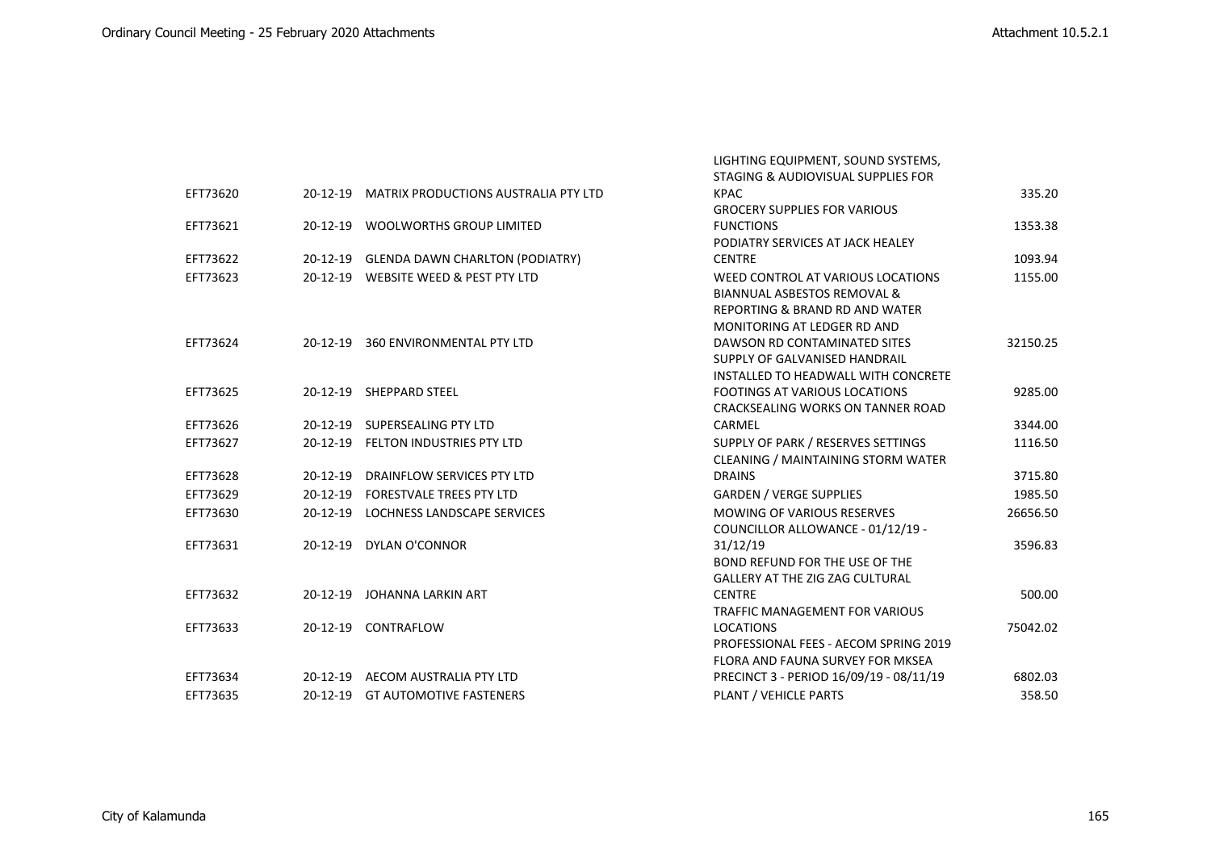| | | | | |
|---|---|---|---|---|
| EFT73620 | 20-12-19 | MATRIX PRODUCTIONS AUSTRALIA PTY LTD | LIGHTING EQUIPMENT, SOUND SYSTEMS, STAGING & AUDIOVISUAL SUPPLIES FOR KPAC | 335.20 |
| EFT73621 | 20-12-19 | WOOLWORTHS GROUP LIMITED | GROCERY SUPPLIES FOR VARIOUS FUNCTIONS | 1353.38 |
| EFT73622 | 20-12-19 | GLENDA DAWN CHARLTON (PODIATRY) | PODIATRY SERVICES AT JACK HEALEY CENTRE | 1093.94 |
| EFT73623 | 20-12-19 | WEBSITE WEED & PEST PTY LTD | WEED CONTROL AT VARIOUS LOCATIONS | 1155.00 |
| EFT73624 | 20-12-19 | 360 ENVIRONMENTAL PTY LTD | BIANNUAL ASBESTOS REMOVAL & REPORTING & BRAND RD AND WATER MONITORING AT LEDGER RD AND DAWSON RD CONTAMINATED SITES | 32150.25 |
| EFT73625 | 20-12-19 | SHEPPARD STEEL | SUPPLY OF GALVANISED HANDRAIL INSTALLED TO HEADWALL WITH CONCRETE FOOTINGS AT VARIOUS LOCATIONS | 9285.00 |
| EFT73626 | 20-12-19 | SUPERSEALING PTY LTD | CRACKSEALING WORKS ON TANNER ROAD CARMEL | 3344.00 |
| EFT73627 | 20-12-19 | FELTON INDUSTRIES PTY LTD | SUPPLY OF PARK / RESERVES SETTINGS | 1116.50 |
| EFT73628 | 20-12-19 | DRAINFLOW SERVICES PTY LTD | CLEANING / MAINTAINING STORM WATER DRAINS | 3715.80 |
| EFT73629 | 20-12-19 | FORESTVALE TREES PTY LTD | GARDEN / VERGE SUPPLIES | 1985.50 |
| EFT73630 | 20-12-19 | LOCHNESS LANDSCAPE SERVICES | MOWING OF VARIOUS RESERVES | 26656.50 |
| EFT73631 | 20-12-19 | DYLAN O'CONNOR | COUNCILLOR ALLOWANCE - 01/12/19 - 31/12/19 | 3596.83 |
| EFT73632 | 20-12-19 | JOHANNA LARKIN ART | BOND REFUND FOR THE USE OF THE GALLERY AT THE ZIG ZAG CULTURAL CENTRE | 500.00 |
| EFT73633 | 20-12-19 | CONTRAFLOW | TRAFFIC MANAGEMENT FOR VARIOUS LOCATIONS | 75042.02 |
| EFT73634 | 20-12-19 | AECOM AUSTRALIA PTY LTD | PROFESSIONAL FEES - AECOM SPRING 2019 FLORA AND FAUNA SURVEY FOR MKSEA PRECINCT 3 - PERIOD 16/09/19 - 08/11/19 | 6802.03 |
| EFT73635 | 20-12-19 | GT AUTOMOTIVE FASTENERS | PLANT / VEHICLE PARTS | 358.50 |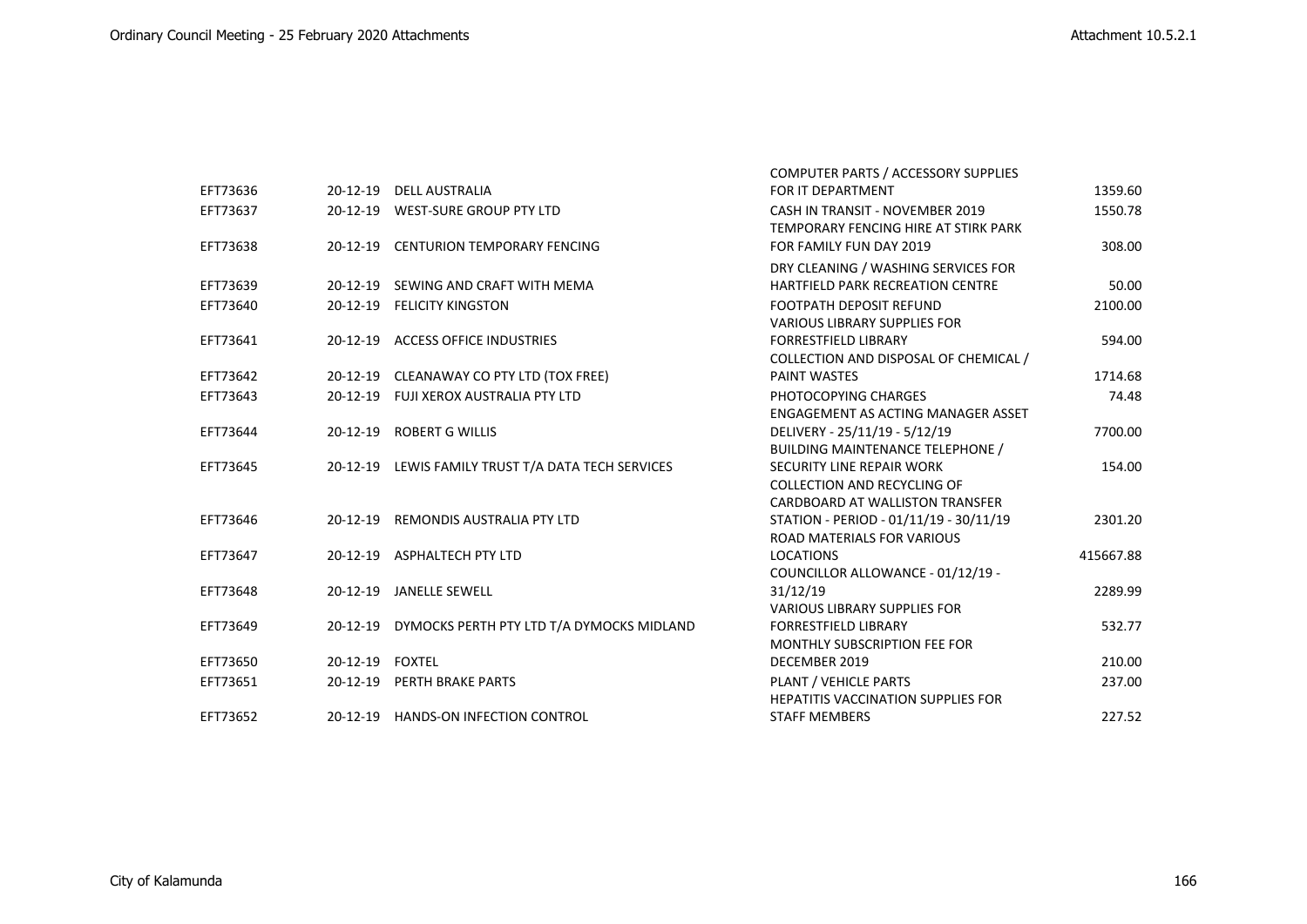| EFT73636 | 20-12-19 | DELL AUSTRALIA | COMPUTER PARTS / ACCESSORY SUPPLIES FOR IT DEPARTMENT | 1359.60 |
|---|---|---|---|---|
| EFT73637 | 20-12-19 | WEST-SURE GROUP PTY LTD | CASH IN TRANSIT - NOVEMBER 2019 | 1550.78 |
| EFT73638 | 20-12-19 | CENTURION TEMPORARY FENCING | TEMPORARY FENCING HIRE AT STIRK PARK FOR FAMILY FUN DAY 2019 | 308.00 |
| EFT73639 | 20-12-19 | SEWING AND CRAFT WITH MEMA | DRY CLEANING / WASHING SERVICES FOR HARTFIELD PARK RECREATION CENTRE | 50.00 |
| EFT73640 | 20-12-19 | FELICITY KINGSTON | FOOTPATH DEPOSIT REFUND | 2100.00 |
| EFT73641 | 20-12-19 | ACCESS OFFICE INDUSTRIES | VARIOUS LIBRARY SUPPLIES FOR FORRESTFIELD LIBRARY | 594.00 |
| EFT73642 | 20-12-19 | CLEANAWAY CO PTY LTD (TOX FREE) | COLLECTION AND DISPOSAL OF CHEMICAL / PAINT WASTES | 1714.68 |
| EFT73643 | 20-12-19 | FUJI XEROX AUSTRALIA PTY LTD | PHOTOCOPYING CHARGES | 74.48 |
| EFT73644 | 20-12-19 | ROBERT G WILLIS | ENGAGEMENT AS ACTING MANAGER ASSET DELIVERY - 25/11/19 - 5/12/19 | 7700.00 |
| EFT73645 | 20-12-19 | LEWIS FAMILY TRUST T/A DATA TECH SERVICES | BUILDING MAINTENANCE TELEPHONE / SECURITY LINE REPAIR WORK | 154.00 |
| EFT73646 | 20-12-19 | REMONDIS AUSTRALIA PTY LTD | COLLECTION AND RECYCLING OF CARDBOARD AT WALLISTON TRANSFER STATION - PERIOD - 01/11/19 - 30/11/19 | 2301.20 |
| EFT73647 | 20-12-19 | ASPHALTECH PTY LTD | ROAD MATERIALS FOR VARIOUS LOCATIONS | 415667.88 |
| EFT73648 | 20-12-19 | JANELLE SEWELL | COUNCILLOR ALLOWANCE - 01/12/19 - 31/12/19 | 2289.99 |
| EFT73649 | 20-12-19 | DYMOCKS PERTH PTY LTD T/A DYMOCKS MIDLAND | VARIOUS LIBRARY SUPPLIES FOR FORRESTFIELD LIBRARY | 532.77 |
| EFT73650 | 20-12-19 | FOXTEL | MONTHLY SUBSCRIPTION FEE FOR DECEMBER 2019 | 210.00 |
| EFT73651 | 20-12-19 | PERTH BRAKE PARTS | PLANT / VEHICLE PARTS | 237.00 |
| EFT73652 | 20-12-19 | HANDS-ON INFECTION CONTROL | HEPATITIS VACCINATION SUPPLIES FOR STAFF MEMBERS | 227.52 |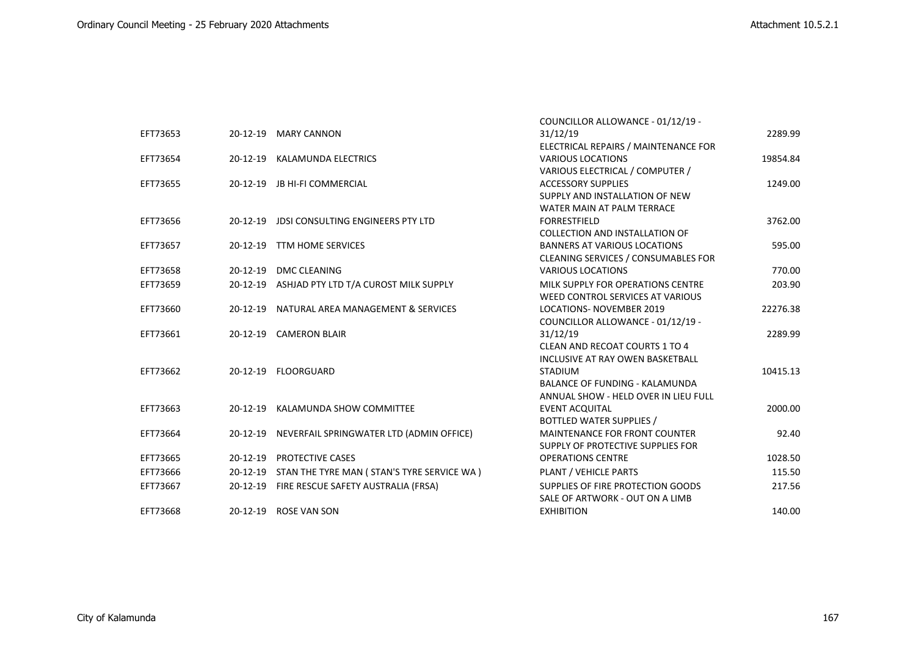| | | | | |
|---|---|---|---|---|
| EFT73653 | 20-12-19 | MARY CANNON | COUNCILLOR ALLOWANCE - 01/12/19 - 31/12/19 | 2289.99 |
| EFT73654 | 20-12-19 | KALAMUNDA ELECTRICS | ELECTRICAL REPAIRS / MAINTENANCE FOR VARIOUS LOCATIONS | 19854.84 |
| EFT73655 | 20-12-19 | JB HI-FI COMMERCIAL | VARIOUS ELECTRICAL / COMPUTER / ACCESSORY SUPPLIES | 1249.00 |
| EFT73656 | 20-12-19 | JDSI CONSULTING ENGINEERS PTY LTD | SUPPLY AND INSTALLATION OF NEW WATER MAIN AT PALM TERRACE FORRESTFIELD | 3762.00 |
| EFT73657 | 20-12-19 | TTM HOME SERVICES | COLLECTION AND INSTALLATION OF BANNERS AT VARIOUS LOCATIONS | 595.00 |
| EFT73658 | 20-12-19 | DMC CLEANING | CLEANING SERVICES / CONSUMABLES FOR VARIOUS LOCATIONS | 770.00 |
| EFT73659 | 20-12-19 | ASHJAD PTY LTD T/A CUROST MILK SUPPLY | MILK SUPPLY FOR OPERATIONS CENTRE | 203.90 |
| EFT73660 | 20-12-19 | NATURAL AREA MANAGEMENT & SERVICES | WEED CONTROL SERVICES AT VARIOUS LOCATIONS- NOVEMBER 2019 | 22276.38 |
| EFT73661 | 20-12-19 | CAMERON BLAIR | COUNCILLOR ALLOWANCE - 01/12/19 - 31/12/19 | 2289.99 |
| EFT73662 | 20-12-19 | FLOORGUARD | CLEAN AND RECOAT COURTS 1 TO 4 INCLUSIVE AT RAY OWEN BASKETBALL STADIUM | 10415.13 |
| EFT73663 | 20-12-19 | KALAMUNDA SHOW COMMITTEE | BALANCE OF FUNDING - KALAMUNDA ANNUAL SHOW - HELD OVER IN LIEU FULL EVENT ACQUITAL | 2000.00 |
| EFT73664 | 20-12-19 | NEVERFAIL SPRINGWATER LTD (ADMIN OFFICE) | BOTTLED WATER SUPPLIES / MAINTENANCE FOR FRONT COUNTER | 92.40 |
| EFT73665 | 20-12-19 | PROTECTIVE CASES | SUPPLY OF PROTECTIVE SUPPLIES FOR OPERATIONS CENTRE | 1028.50 |
| EFT73666 | 20-12-19 | STAN THE TYRE MAN ( STAN'S TYRE SERVICE WA ) | PLANT / VEHICLE PARTS | 115.50 |
| EFT73667 | 20-12-19 | FIRE RESCUE SAFETY AUSTRALIA (FRSA) | SUPPLIES OF FIRE PROTECTION GOODS | 217.56 |
| EFT73668 | 20-12-19 | ROSE VAN SON | SALE OF ARTWORK - OUT ON A LIMB EXHIBITION | 140.00 |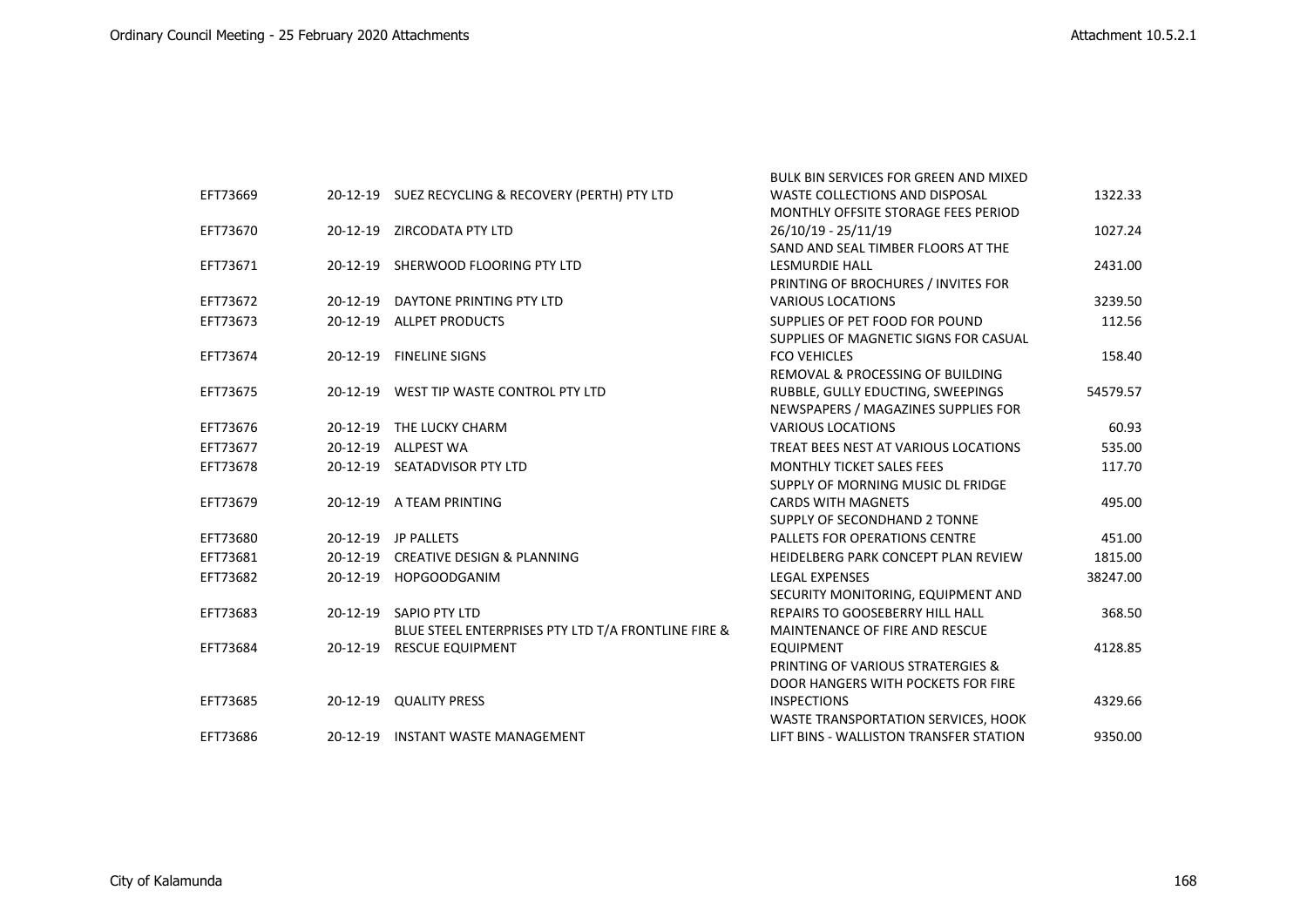| | | | | |
|---|---|---|---|---|
| EFT73669 | 20-12-19 | SUEZ RECYCLING & RECOVERY (PERTH) PTY LTD | BULK BIN SERVICES FOR GREEN AND MIXED WASTE COLLECTIONS AND DISPOSAL | 1322.33 |
| EFT73670 | 20-12-19 | ZIRCODATA PTY LTD | MONTHLY OFFSITE STORAGE FEES PERIOD 26/10/19 - 25/11/19 | 1027.24 |
| EFT73671 | 20-12-19 | SHERWOOD FLOORING PTY LTD | SAND AND SEAL TIMBER FLOORS AT THE LESMURDIE HALL | 2431.00 |
| EFT73672 | 20-12-19 | DAYTONE PRINTING PTY LTD | PRINTING OF BROCHURES / INVITES FOR VARIOUS LOCATIONS | 3239.50 |
| EFT73673 | 20-12-19 | ALLPET PRODUCTS | SUPPLIES OF PET FOOD FOR POUND | 112.56 |
| EFT73674 | 20-12-19 | FINELINE SIGNS | SUPPLIES OF MAGNETIC SIGNS FOR CASUAL FCO VEHICLES | 158.40 |
| EFT73675 | 20-12-19 | WEST TIP WASTE CONTROL PTY LTD | REMOVAL & PROCESSING OF BUILDING RUBBLE, GULLY EDUCTING, SWEEPINGS | 54579.57 |
| EFT73676 | 20-12-19 | THE LUCKY CHARM | NEWSPAPERS / MAGAZINES SUPPLIES FOR VARIOUS LOCATIONS | 60.93 |
| EFT73677 | 20-12-19 | ALLPEST WA | TREAT BEES NEST AT VARIOUS LOCATIONS | 535.00 |
| EFT73678 | 20-12-19 | SEATADVISOR PTY LTD | MONTHLY TICKET SALES FEES | 117.70 |
| EFT73679 | 20-12-19 | A TEAM PRINTING | SUPPLY OF MORNING MUSIC DL FRIDGE CARDS WITH MAGNETS | 495.00 |
| EFT73680 | 20-12-19 | JP PALLETS | SUPPLY OF SECONDHAND 2 TONNE PALLETS FOR OPERATIONS CENTRE | 451.00 |
| EFT73681 | 20-12-19 | CREATIVE DESIGN & PLANNING | HEIDELBERG PARK CONCEPT PLAN REVIEW | 1815.00 |
| EFT73682 | 20-12-19 | HOPGOODGANIM | LEGAL EXPENSES | 38247.00 |
| EFT73683 | 20-12-19 | SAPIO PTY LTD | SECURITY MONITORING, EQUIPMENT AND REPAIRS TO GOOSEBERRY HILL HALL | 368.50 |
| EFT73684 | 20-12-19 | BLUE STEEL ENTERPRISES PTY LTD T/A FRONTLINE FIRE & RESCUE EQUIPMENT | MAINTENANCE OF FIRE AND RESCUE EQUIPMENT | 4128.85 |
| EFT73685 | 20-12-19 | QUALITY PRESS | PRINTING OF VARIOUS STRATERGIES & DOOR HANGERS WITH POCKETS FOR FIRE INSPECTIONS | 4329.66 |
| EFT73686 | 20-12-19 | INSTANT WASTE MANAGEMENT | WASTE TRANSPORTATION SERVICES, HOOK LIFT BINS - WALLISTON TRANSFER STATION | 9350.00 |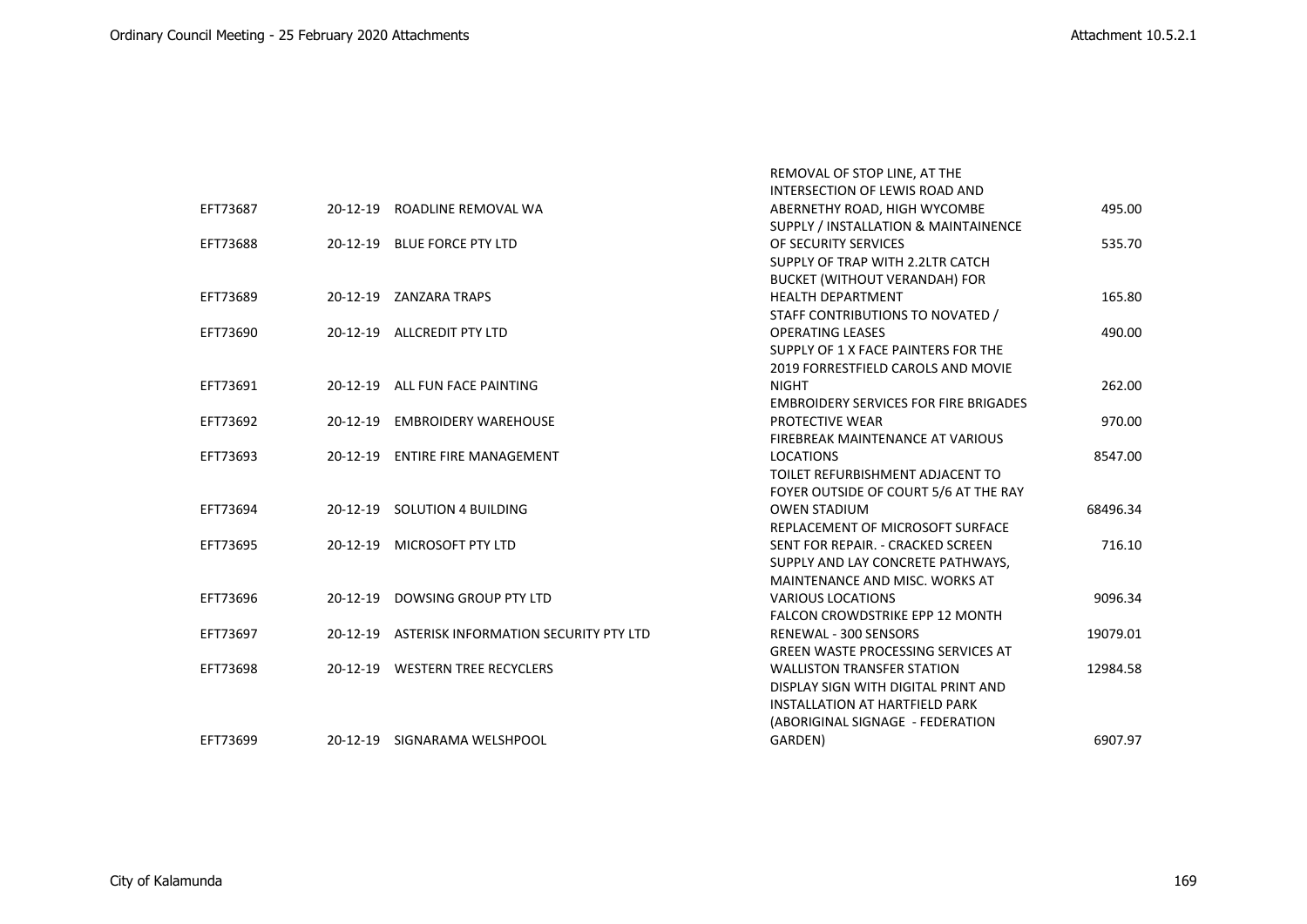| | | | | |
|---|---|---|---|---|
| EFT73687 | 20-12-19 | ROADLINE REMOVAL WA | REMOVAL OF STOP LINE, AT THE INTERSECTION OF LEWIS ROAD AND ABERNETHY ROAD, HIGH WYCOMBE | 495.00 |
| EFT73688 | 20-12-19 | BLUE FORCE PTY LTD | SUPPLY / INSTALLATION & MAINTAINENCE OF SECURITY SERVICES | 535.70 |
| EFT73689 | 20-12-19 | ZANZARA TRAPS | SUPPLY OF TRAP WITH 2.2LTR CATCH BUCKET (WITHOUT VERANDAH) FOR HEALTH DEPARTMENT | 165.80 |
| EFT73690 | 20-12-19 | ALLCREDIT PTY LTD | STAFF CONTRIBUTIONS TO NOVATED / OPERATING LEASES | 490.00 |
| EFT73691 | 20-12-19 | ALL FUN FACE PAINTING | SUPPLY OF 1 X FACE PAINTERS FOR THE 2019 FORRESTFIELD CAROLS AND MOVIE NIGHT | 262.00 |
| EFT73692 | 20-12-19 | EMBROIDERY WAREHOUSE | EMBROIDERY SERVICES FOR FIRE BRIGADES PROTECTIVE WEAR | 970.00 |
| EFT73693 | 20-12-19 | ENTIRE FIRE MANAGEMENT | FIREBREAK MAINTENANCE AT VARIOUS LOCATIONS | 8547.00 |
| EFT73694 | 20-12-19 | SOLUTION 4 BUILDING | TOILET REFURBISHMENT ADJACENT TO FOYER OUTSIDE OF COURT 5/6 AT THE RAY OWEN STADIUM | 68496.34 |
| EFT73695 | 20-12-19 | MICROSOFT PTY LTD | REPLACEMENT OF MICROSOFT SURFACE SENT FOR REPAIR. - CRACKED SCREEN | 716.10 |
| EFT73696 | 20-12-19 | DOWSING GROUP PTY LTD | SUPPLY AND LAY CONCRETE PATHWAYS, MAINTENANCE AND MISC. WORKS AT VARIOUS LOCATIONS | 9096.34 |
| EFT73697 | 20-12-19 | ASTERISK INFORMATION SECURITY PTY LTD | FALCON CROWDSTRIKE EPP 12 MONTH RENEWAL - 300 SENSORS | 19079.01 |
| EFT73698 | 20-12-19 | WESTERN TREE RECYCLERS | GREEN WASTE PROCESSING SERVICES AT WALLISTON TRANSFER STATION | 12984.58 |
| EFT73699 | 20-12-19 | SIGNARAMA WELSHPOOL | DISPLAY SIGN WITH DIGITAL PRINT AND INSTALLATION AT HARTFIELD PARK (ABORIGINAL SIGNAGE - FEDERATION GARDEN) | 6907.97 |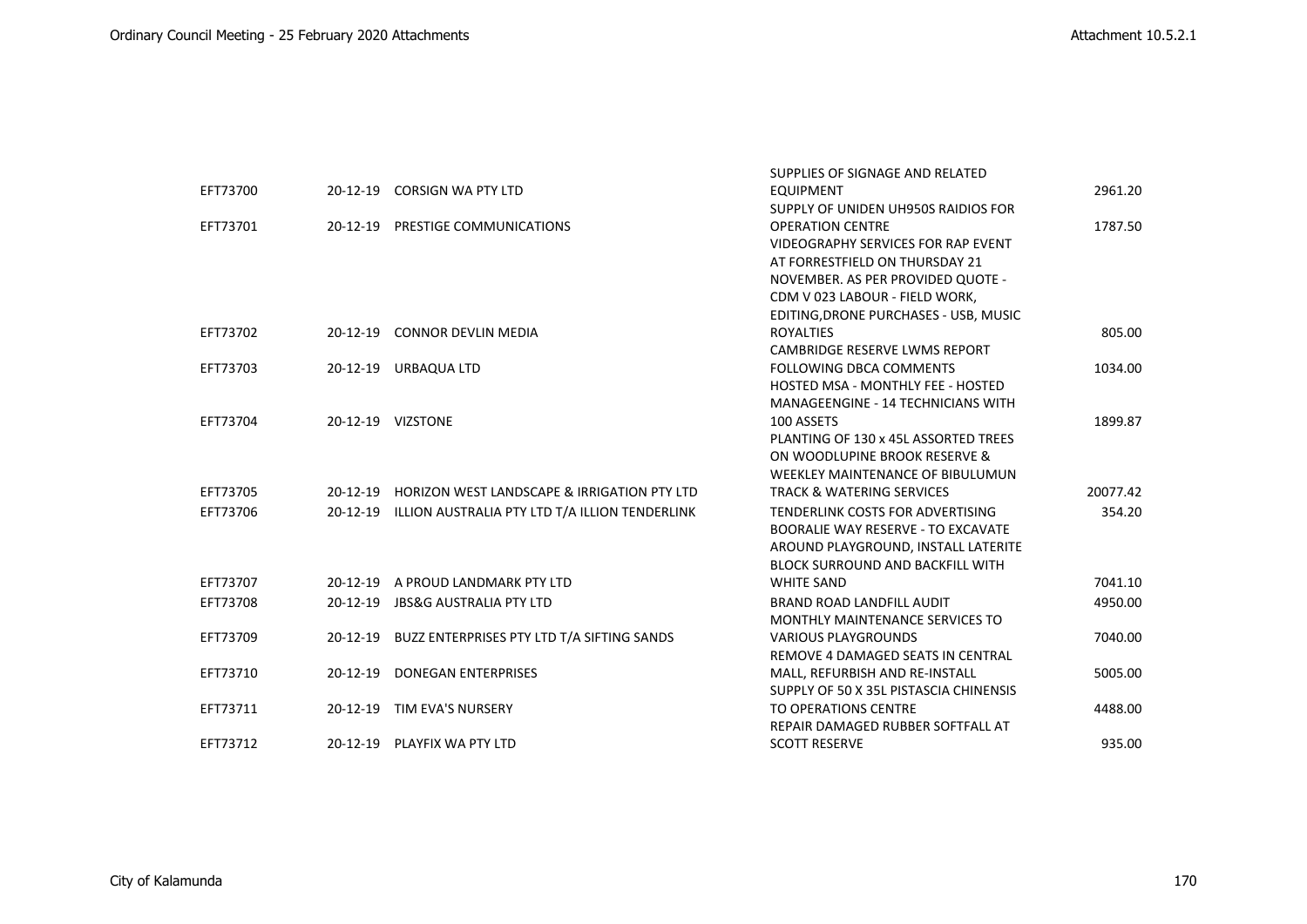| EFT73700 | 20-12-19 | CORSIGN WA PTY LTD | SUPPLIES OF SIGNAGE AND RELATED EQUIPMENT | 2961.20 |
|---|---|---|---|---|
| EFT73701 | 20-12-19 | PRESTIGE COMMUNICATIONS | SUPPLY OF UNIDEN UH950S RAIDIOS FOR OPERATION CENTRE | 1787.50 |
| EFT73702 | 20-12-19 | CONNOR DEVLIN MEDIA | VIDEOGRAPHY SERVICES FOR RAP EVENT AT FORRESTFIELD ON THURSDAY 21 NOVEMBER. AS PER PROVIDED QUOTE - CDM V 023 LABOUR - FIELD WORK, EDITING,DRONE PURCHASES - USB, MUSIC ROYALTIES | 805.00 |
| EFT73703 | 20-12-19 | URBAQUA LTD | CAMBRIDGE RESERVE LWMS REPORT FOLLOWING DBCA COMMENTS | 1034.00 |
| EFT73704 | 20-12-19 | VIZSTONE | HOSTED MSA - MONTHLY FEE - HOSTED MANAGEENGINE - 14 TECHNICIANS WITH 100 ASSETS | 1899.87 |
| EFT73705 | 20-12-19 | HORIZON WEST LANDSCAPE & IRRIGATION PTY LTD | PLANTING OF 130 x 45L ASSORTED TREES ON WOODLUPINE BROOK RESERVE & WEEKLEY MAINTENANCE OF BIBULUMUN TRACK & WATERING SERVICES | 20077.42 |
| EFT73706 | 20-12-19 | ILLION AUSTRALIA PTY LTD T/A ILLION TENDERLINK | TENDERLINK COSTS FOR ADVERTISING | 354.20 |
| EFT73707 | 20-12-19 | A PROUD LANDMARK PTY LTD | BOORALIE WAY RESERVE - TO EXCAVATE AROUND PLAYGROUND, INSTALL LATERITE BLOCK SURROUND AND BACKFILL WITH WHITE SAND | 7041.10 |
| EFT73708 | 20-12-19 | JBS&G AUSTRALIA PTY LTD | BRAND ROAD LANDFILL AUDIT | 4950.00 |
| EFT73709 | 20-12-19 | BUZZ ENTERPRISES PTY LTD T/A SIFTING SANDS | MONTHLY MAINTENANCE SERVICES TO VARIOUS PLAYGROUNDS | 7040.00 |
| EFT73710 | 20-12-19 | DONEGAN ENTERPRISES | REMOVE 4 DAMAGED SEATS IN CENTRAL MALL, REFURBISH AND RE-INSTALL | 5005.00 |
| EFT73711 | 20-12-19 | TIM EVA'S NURSERY | SUPPLY OF 50 X 35L PISTASCIA CHINENSIS TO OPERATIONS CENTRE | 4488.00 |
| EFT73712 | 20-12-19 | PLAYFIX WA PTY LTD | REPAIR DAMAGED RUBBER SOFTFALL AT SCOTT RESERVE | 935.00 |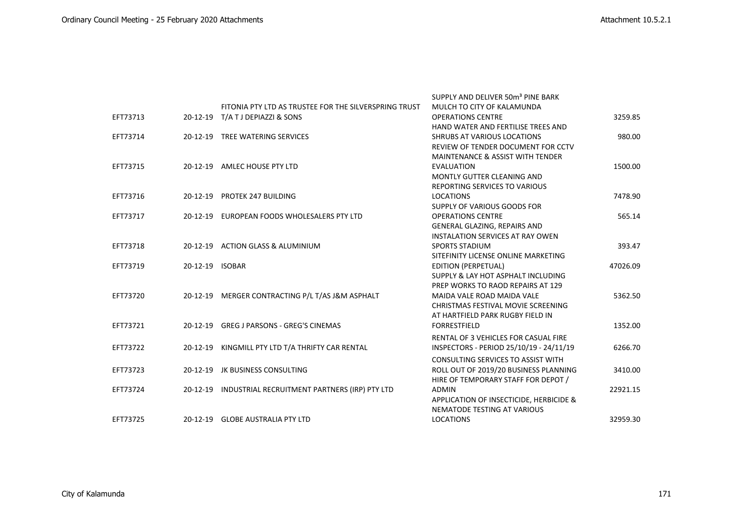| | | | | |
|---|---|---|---|---|
| EFT73713 | 20-12-19 | FITONIA PTY LTD AS TRUSTEE FOR THE SILVERSPRING TRUST T/A T J DEPIAZZI & SONS | SUPPLY AND DELIVER 50m³ PINE BARK MULCH TO CITY OF KALAMUNDA OPERATIONS CENTRE | 3259.85 |
| EFT73714 | 20-12-19 | TREE WATERING SERVICES | HAND WATER AND FERTILISE TREES AND SHRUBS AT VARIOUS LOCATIONS | 980.00 |
| EFT73715 | 20-12-19 | AMLEC HOUSE PTY LTD | REVIEW OF TENDER DOCUMENT FOR CCTV MAINTENANCE & ASSIST WITH TENDER EVALUATION | 1500.00 |
| EFT73716 | 20-12-19 | PROTEK 247 BUILDING | MONTLY GUTTER CLEANING AND REPORTING SERVICES TO VARIOUS LOCATIONS | 7478.90 |
| EFT73717 | 20-12-19 | EUROPEAN FOODS WHOLESALERS PTY LTD | SUPPLY OF VARIOUS GOODS FOR OPERATIONS CENTRE | 565.14 |
| EFT73718 | 20-12-19 | ACTION GLASS & ALUMINIUM | GENERAL GLAZING, REPAIRS AND INSTALATION SERVICES AT RAY OWEN SPORTS STADIUM | 393.47 |
| EFT73719 | 20-12-19 | ISOBAR | SITEFINITY LICENSE ONLINE MARKETING EDITION (PERPETUAL) | 47026.09 |
| EFT73720 | 20-12-19 | MERGER CONTRACTING P/L T/AS J&M ASPHALT | SUPPLY & LAY HOT ASPHALT INCLUDING PREP WORKS TO RAOD REPAIRS AT 129 MAIDA VALE ROAD MAIDA VALE | 5362.50 |
| EFT73721 | 20-12-19 | GREG J PARSONS - GREG'S CINEMAS | CHRISTMAS FESTIVAL MOVIE SCREENING AT HARTFIELD PARK RUGBY FIELD IN FORRESTFIELD | 1352.00 |
| EFT73722 | 20-12-19 | KINGMILL PTY LTD T/A THRIFTY CAR RENTAL | RENTAL OF 3 VEHICLES FOR CASUAL FIRE INSPECTORS - PERIOD 25/10/19 - 24/11/19 | 6266.70 |
| EFT73723 | 20-12-19 | JK BUSINESS CONSULTING | CONSULTING SERVICES TO ASSIST WITH ROLL OUT OF 2019/20 BUSINESS PLANNING | 3410.00 |
| EFT73724 | 20-12-19 | INDUSTRIAL RECRUITMENT PARTNERS (IRP) PTY LTD | HIRE OF TEMPORARY STAFF FOR DEPOT / ADMIN | 22921.15 |
| EFT73725 | 20-12-19 | GLOBE AUSTRALIA PTY LTD | APPLICATION OF INSECTICIDE, HERBICIDE & NEMATODE TESTING AT VARIOUS LOCATIONS | 32959.30 |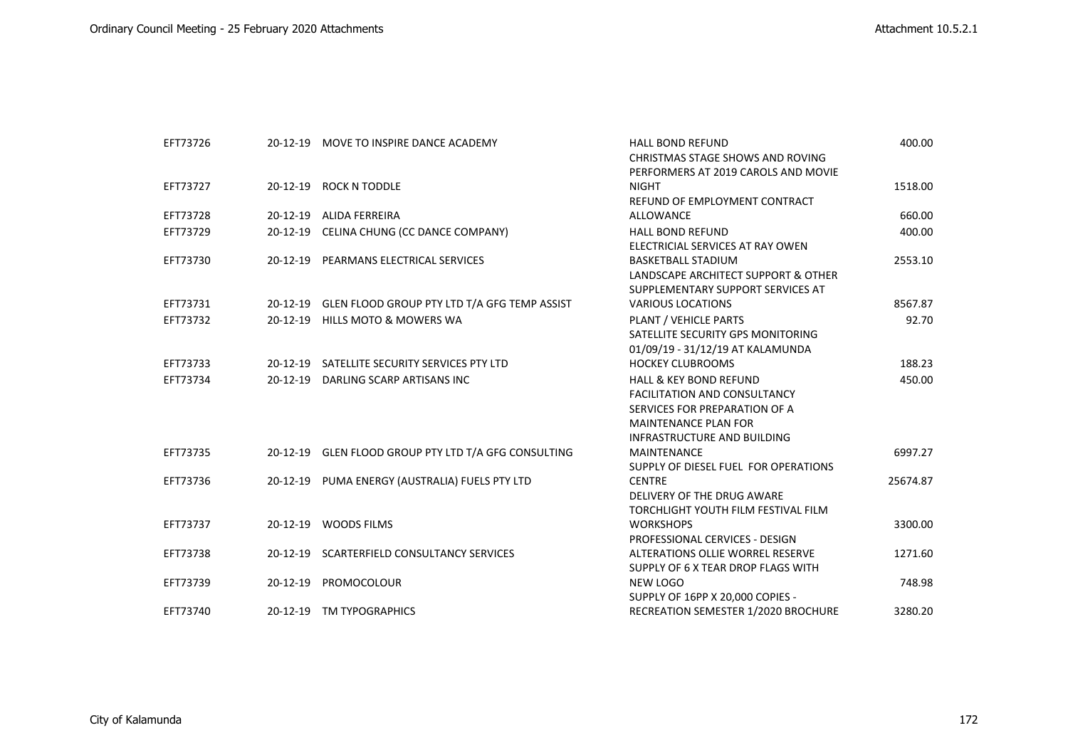| | | | | |
|---|---|---|---|---|
| EFT73726 | 20-12-19 | MOVE TO INSPIRE DANCE ACADEMY | HALL BOND REFUND | 400.00 |
| EFT73727 | 20-12-19 | ROCK N TODDLE | CHRISTMAS STAGE SHOWS AND ROVING PERFORMERS AT 2019 CAROLS AND MOVIE NIGHT | 1518.00 |
| EFT73728 | 20-12-19 | ALIDA FERREIRA | REFUND OF EMPLOYMENT CONTRACT ALLOWANCE | 660.00 |
| EFT73729 | 20-12-19 | CELINA CHUNG (CC DANCE COMPANY) | HALL BOND REFUND | 400.00 |
| EFT73730 | 20-12-19 | PEARMANS ELECTRICAL SERVICES | ELECTRICIAL SERVICES AT RAY OWEN BASKETBALL STADIUM | 2553.10 |
| EFT73731 | 20-12-19 | GLEN FLOOD GROUP PTY LTD T/A GFG TEMP ASSIST | LANDSCAPE ARCHITECT SUPPORT & OTHER SUPPLEMENTARY SUPPORT SERVICES AT VARIOUS LOCATIONS | 8567.87 |
| EFT73732 | 20-12-19 | HILLS MOTO & MOWERS WA | PLANT / VEHICLE PARTS | 92.70 |
| EFT73733 | 20-12-19 | SATELLITE SECURITY SERVICES PTY LTD | SATELLITE SECURITY GPS MONITORING 01/09/19 - 31/12/19 AT KALAMUNDA HOCKEY CLUBROOMS | 188.23 |
| EFT73734 | 20-12-19 | DARLING SCARP ARTISANS INC | HALL & KEY BOND REFUND | 450.00 |
| EFT73735 | 20-12-19 | GLEN FLOOD GROUP PTY LTD T/A GFG CONSULTING | FACILITATION AND CONSULTANCY SERVICES FOR PREPARATION OF A MAINTENANCE PLAN FOR INFRASTRUCTURE AND BUILDING MAINTENANCE | 6997.27 |
| EFT73736 | 20-12-19 | PUMA ENERGY (AUSTRALIA) FUELS PTY LTD | SUPPLY OF DIESEL FUEL FOR OPERATIONS CENTRE | 25674.87 |
| EFT73737 | 20-12-19 | WOODS FILMS | DELIVERY OF THE DRUG AWARE TORCHLIGHT YOUTH FILM FESTIVAL FILM WORKSHOPS | 3300.00 |
| EFT73738 | 20-12-19 | SCARTERFIELD CONSULTANCY SERVICES | PROFESSIONAL CERVICES - DESIGN ALTERATIONS OLLIE WORREL RESERVE | 1271.60 |
| EFT73739 | 20-12-19 | PROMOCOLOUR | SUPPLY OF 6 X TEAR DROP FLAGS WITH NEW LOGO | 748.98 |
| EFT73740 | 20-12-19 | TM TYPOGRAPHICS | SUPPLY OF 16PP X 20,000 COPIES - RECREATION SEMESTER 1/2020 BROCHURE | 3280.20 |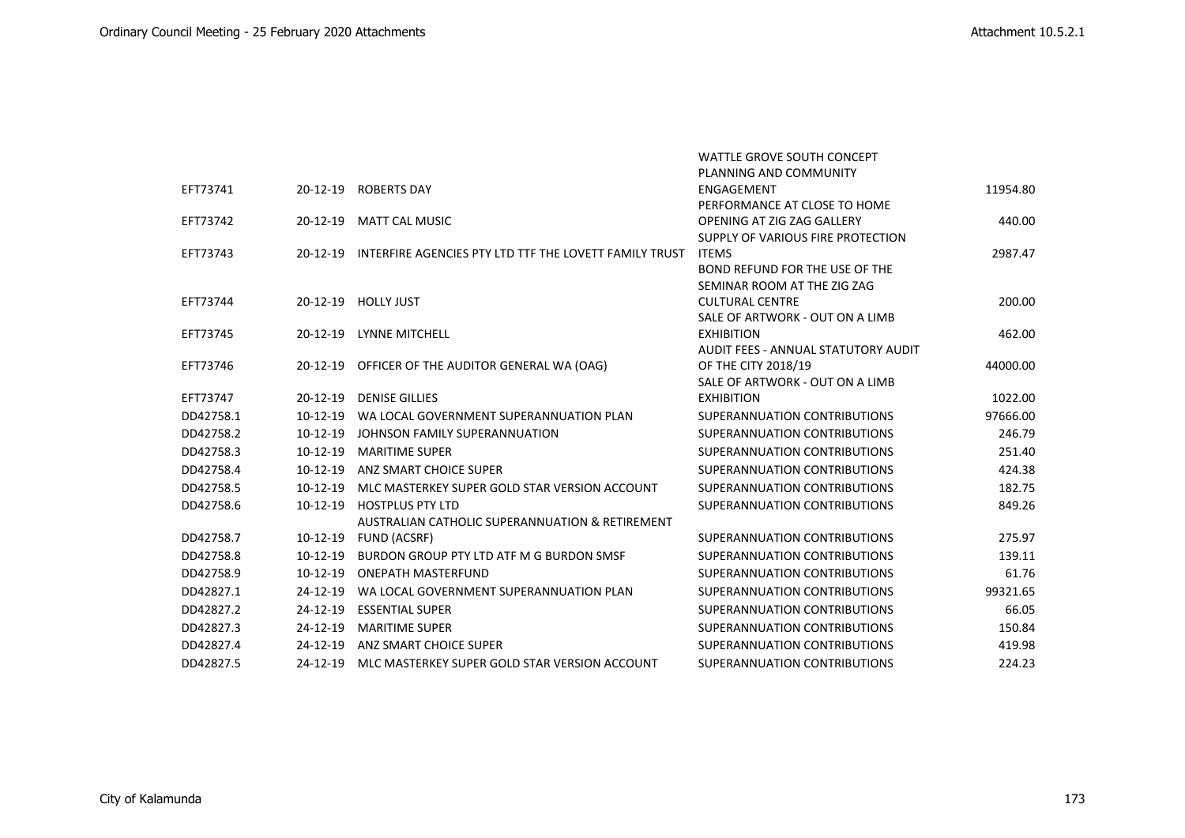| | | | | |
|---|---|---|---|---|
| EFT73741 | 20-12-19 | ROBERTS DAY | WATTLE GROVE SOUTH CONCEPT PLANNING AND COMMUNITY ENGAGEMENT | 11954.80 |
| EFT73742 | 20-12-19 | MATT CAL MUSIC | PERFORMANCE AT CLOSE TO HOME OPENING AT ZIG ZAG GALLERY | 440.00 |
| EFT73743 | 20-12-19 | INTERFIRE AGENCIES PTY LTD TTF THE LOVETT FAMILY TRUST | SUPPLY OF VARIOUS FIRE PROTECTION ITEMS | 2987.47 |
| EFT73744 | 20-12-19 | HOLLY JUST | BOND REFUND FOR THE USE OF THE SEMINAR ROOM AT THE ZIG ZAG CULTURAL CENTRE | 200.00 |
| EFT73745 | 20-12-19 | LYNNE MITCHELL | SALE OF ARTWORK - OUT ON A LIMB EXHIBITION | 462.00 |
| EFT73746 | 20-12-19 | OFFICER OF THE AUDITOR GENERAL WA (OAG) | AUDIT FEES - ANNUAL STATUTORY AUDIT OF THE CITY 2018/19 | 44000.00 |
| EFT73747 | 20-12-19 | DENISE GILLIES | SALE OF ARTWORK - OUT ON A LIMB EXHIBITION | 1022.00 |
| DD42758.1 | 10-12-19 | WA LOCAL GOVERNMENT SUPERANNUATION PLAN | SUPERANNUATION CONTRIBUTIONS | 97666.00 |
| DD42758.2 | 10-12-19 | JOHNSON FAMILY SUPERANNUATION | SUPERANNUATION CONTRIBUTIONS | 246.79 |
| DD42758.3 | 10-12-19 | MARITIME SUPER | SUPERANNUATION CONTRIBUTIONS | 251.40 |
| DD42758.4 | 10-12-19 | ANZ SMART CHOICE SUPER | SUPERANNUATION CONTRIBUTIONS | 424.38 |
| DD42758.5 | 10-12-19 | MLC MASTERKEY SUPER GOLD STAR VERSION ACCOUNT | SUPERANNUATION CONTRIBUTIONS | 182.75 |
| DD42758.6 | 10-12-19 | HOSTPLUS PTY LTD | SUPERANNUATION CONTRIBUTIONS | 849.26 |
| DD42758.7 | 10-12-19 | AUSTRALIAN CATHOLIC SUPERANNUATION & RETIREMENT FUND (ACSRF) | SUPERANNUATION CONTRIBUTIONS | 275.97 |
| DD42758.8 | 10-12-19 | BURDON GROUP PTY LTD ATF M G BURDON SMSF | SUPERANNUATION CONTRIBUTIONS | 139.11 |
| DD42758.9 | 10-12-19 | ONEPATH MASTERFUND | SUPERANNUATION CONTRIBUTIONS | 61.76 |
| DD42827.1 | 24-12-19 | WA LOCAL GOVERNMENT SUPERANNUATION PLAN | SUPERANNUATION CONTRIBUTIONS | 99321.65 |
| DD42827.2 | 24-12-19 | ESSENTIAL SUPER | SUPERANNUATION CONTRIBUTIONS | 66.05 |
| DD42827.3 | 24-12-19 | MARITIME SUPER | SUPERANNUATION CONTRIBUTIONS | 150.84 |
| DD42827.4 | 24-12-19 | ANZ SMART CHOICE SUPER | SUPERANNUATION CONTRIBUTIONS | 419.98 |
| DD42827.5 | 24-12-19 | MLC MASTERKEY SUPER GOLD STAR VERSION ACCOUNT | SUPERANNUATION CONTRIBUTIONS | 224.23 |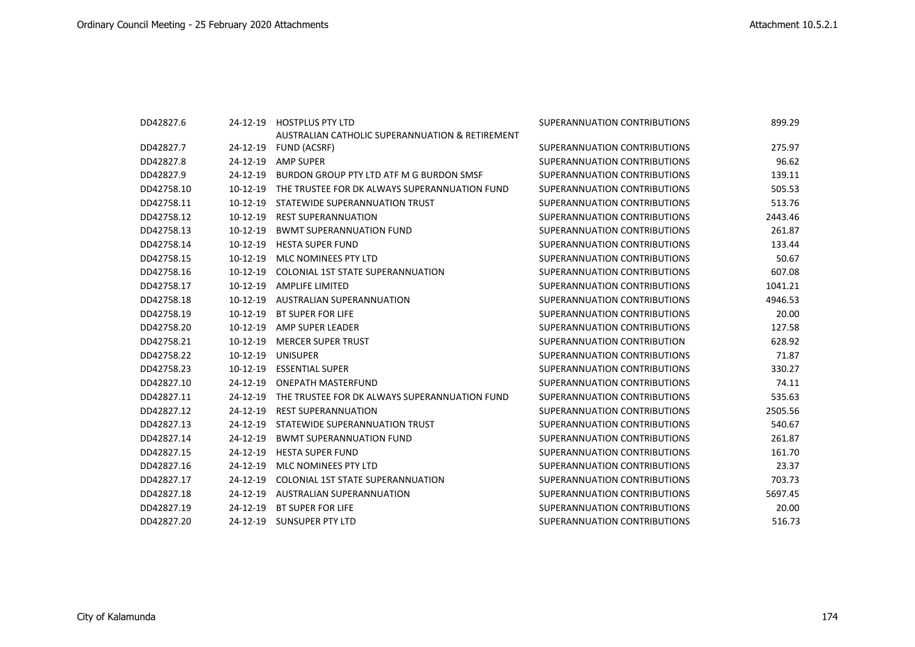| | | | | |
|---|---|---|---|---|
| DD42827.6 | 24-12-19 | HOSTPLUS PTY LTD | SUPERANNUATION CONTRIBUTIONS | 899.29 |
| DD42827.7 | 24-12-19 | AUSTRALIAN CATHOLIC SUPERANNUATION & RETIREMENT FUND (ACSRF) | SUPERANNUATION CONTRIBUTIONS | 275.97 |
| DD42827.8 | 24-12-19 | AMP SUPER | SUPERANNUATION CONTRIBUTIONS | 96.62 |
| DD42827.9 | 24-12-19 | BURDON GROUP PTY LTD ATF M G BURDON SMSF | SUPERANNUATION CONTRIBUTIONS | 139.11 |
| DD42758.10 | 10-12-19 | THE TRUSTEE FOR DK ALWAYS SUPERANNUATION FUND | SUPERANNUATION CONTRIBUTIONS | 505.53 |
| DD42758.11 | 10-12-19 | STATEWIDE SUPERANNUATION TRUST | SUPERANNUATION CONTRIBUTIONS | 513.76 |
| DD42758.12 | 10-12-19 | REST SUPERANNUATION | SUPERANNUATION CONTRIBUTIONS | 2443.46 |
| DD42758.13 | 10-12-19 | BWMT SUPERANNUATION FUND | SUPERANNUATION CONTRIBUTIONS | 261.87 |
| DD42758.14 | 10-12-19 | HESTA SUPER FUND | SUPERANNUATION CONTRIBUTIONS | 133.44 |
| DD42758.15 | 10-12-19 | MLC NOMINEES PTY LTD | SUPERANNUATION CONTRIBUTIONS | 50.67 |
| DD42758.16 | 10-12-19 | COLONIAL 1ST STATE SUPERANNUATION | SUPERANNUATION CONTRIBUTIONS | 607.08 |
| DD42758.17 | 10-12-19 | AMPLIFE LIMITED | SUPERANNUATION CONTRIBUTIONS | 1041.21 |
| DD42758.18 | 10-12-19 | AUSTRALIAN SUPERANNUATION | SUPERANNUATION CONTRIBUTIONS | 4946.53 |
| DD42758.19 | 10-12-19 | BT SUPER FOR LIFE | SUPERANNUATION CONTRIBUTIONS | 20.00 |
| DD42758.20 | 10-12-19 | AMP SUPER LEADER | SUPERANNUATION CONTRIBUTIONS | 127.58 |
| DD42758.21 | 10-12-19 | MERCER SUPER TRUST | SUPERANNUATION CONTRIBUTION | 628.92 |
| DD42758.22 | 10-12-19 | UNISUPER | SUPERANNUATION CONTRIBUTIONS | 71.87 |
| DD42758.23 | 10-12-19 | ESSENTIAL SUPER | SUPERANNUATION CONTRIBUTIONS | 330.27 |
| DD42827.10 | 24-12-19 | ONEPATH MASTERFUND | SUPERANNUATION CONTRIBUTIONS | 74.11 |
| DD42827.11 | 24-12-19 | THE TRUSTEE FOR DK ALWAYS SUPERANNUATION FUND | SUPERANNUATION CONTRIBUTIONS | 535.63 |
| DD42827.12 | 24-12-19 | REST SUPERANNUATION | SUPERANNUATION CONTRIBUTIONS | 2505.56 |
| DD42827.13 | 24-12-19 | STATEWIDE SUPERANNUATION TRUST | SUPERANNUATION CONTRIBUTIONS | 540.67 |
| DD42827.14 | 24-12-19 | BWMT SUPERANNUATION FUND | SUPERANNUATION CONTRIBUTIONS | 261.87 |
| DD42827.15 | 24-12-19 | HESTA SUPER FUND | SUPERANNUATION CONTRIBUTIONS | 161.70 |
| DD42827.16 | 24-12-19 | MLC NOMINEES PTY LTD | SUPERANNUATION CONTRIBUTIONS | 23.37 |
| DD42827.17 | 24-12-19 | COLONIAL 1ST STATE SUPERANNUATION | SUPERANNUATION CONTRIBUTIONS | 703.73 |
| DD42827.18 | 24-12-19 | AUSTRALIAN SUPERANNUATION | SUPERANNUATION CONTRIBUTIONS | 5697.45 |
| DD42827.19 | 24-12-19 | BT SUPER FOR LIFE | SUPERANNUATION CONTRIBUTIONS | 20.00 |
| DD42827.20 | 24-12-19 | SUNSUPER PTY LTD | SUPERANNUATION CONTRIBUTIONS | 516.73 |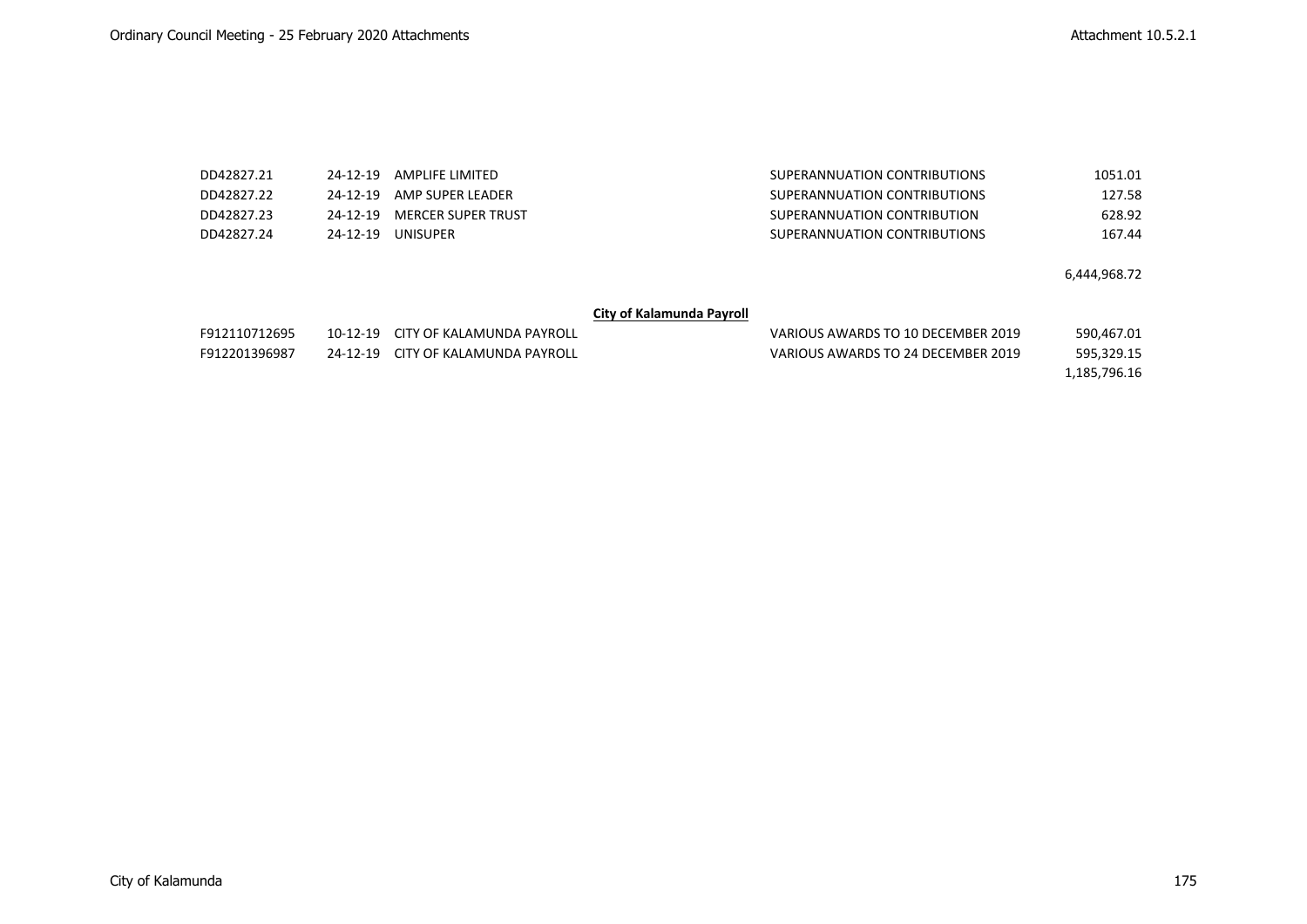| | | | | |
|---|---|---|---|---|
| DD42827.21 | 24-12-19 | AMPLIFE LIMITED | SUPERANNUATION CONTRIBUTIONS | 1051.01 |
| DD42827.22 | 24-12-19 | AMP SUPER LEADER | SUPERANNUATION CONTRIBUTIONS | 127.58 |
| DD42827.23 | 24-12-19 | MERCER SUPER TRUST | SUPERANNUATION CONTRIBUTION | 628.92 |
| DD42827.24 | 24-12-19 | UNISUPER | SUPERANNUATION CONTRIBUTIONS | 167.44 |
| | | | | 6,444,968.72 |

**City of Kalamunda Payroll**

| | | | | |
|---|---|---|---|---|
| F912110712695 | 10-12-19 | CITY OF KALAMUNDA PAYROLL | VARIOUS AWARDS TO 10 DECEMBER 2019 | 590,467.01 |
| F912201396987 | 24-12-19 | CITY OF KALAMUNDA PAYROLL | VARIOUS AWARDS TO 24 DECEMBER 2019 | 595,329.15 |
| | | | | 1,185,796.16 |